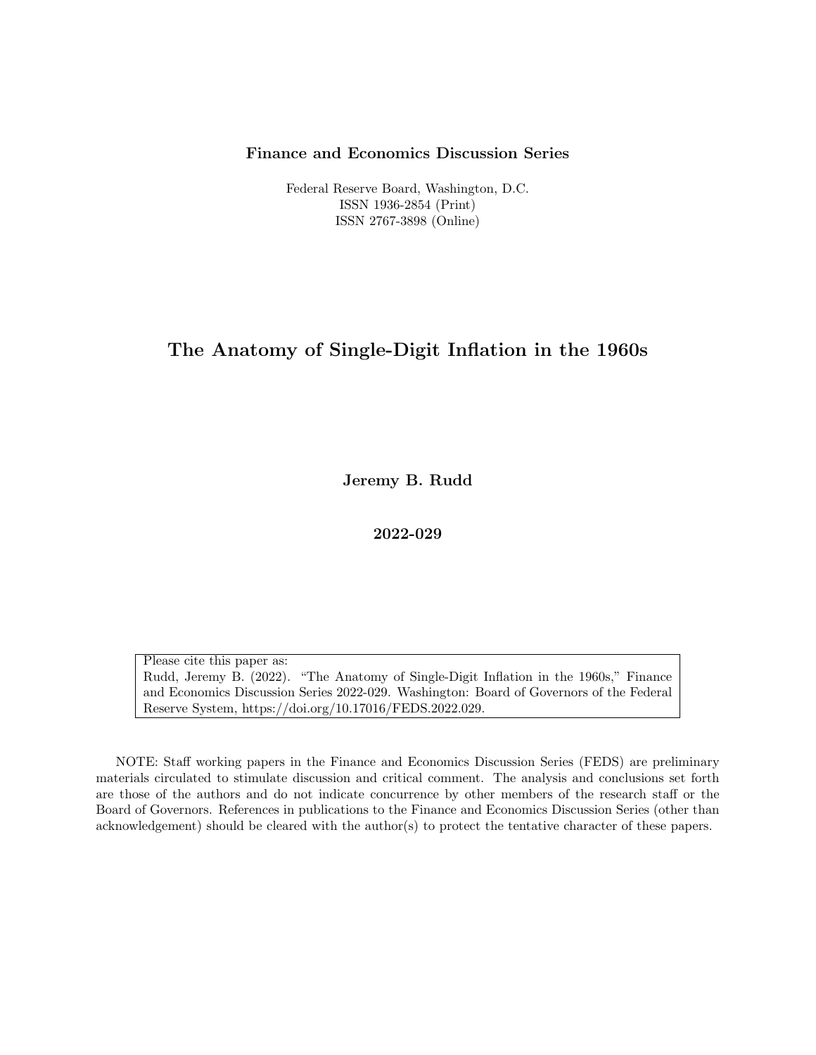**Finance and Economics Discussion Series**

Federal Reserve Board, Washington, D.C.
ISSN 1936-2854 (Print)
ISSN 2767-3898 (Online)

# The Anatomy of Single-Digit Inflation in the 1960s

**Jeremy B. Rudd**

**2022-029**

Please cite this paper as:
Rudd, Jeremy B. (2022). "The Anatomy of Single-Digit Inflation in the 1960s," Finance and Economics Discussion Series 2022-029. Washington: Board of Governors of the Federal Reserve System, https://doi.org/10.17016/FEDS.2022.029.

NOTE: Staff working papers in the Finance and Economics Discussion Series (FEDS) are preliminary materials circulated to stimulate discussion and critical comment. The analysis and conclusions set forth are those of the authors and do not indicate concurrence by other members of the research staff or the Board of Governors. References in publications to the Finance and Economics Discussion Series (other than acknowledgement) should be cleared with the author(s) to protect the tentative character of these papers.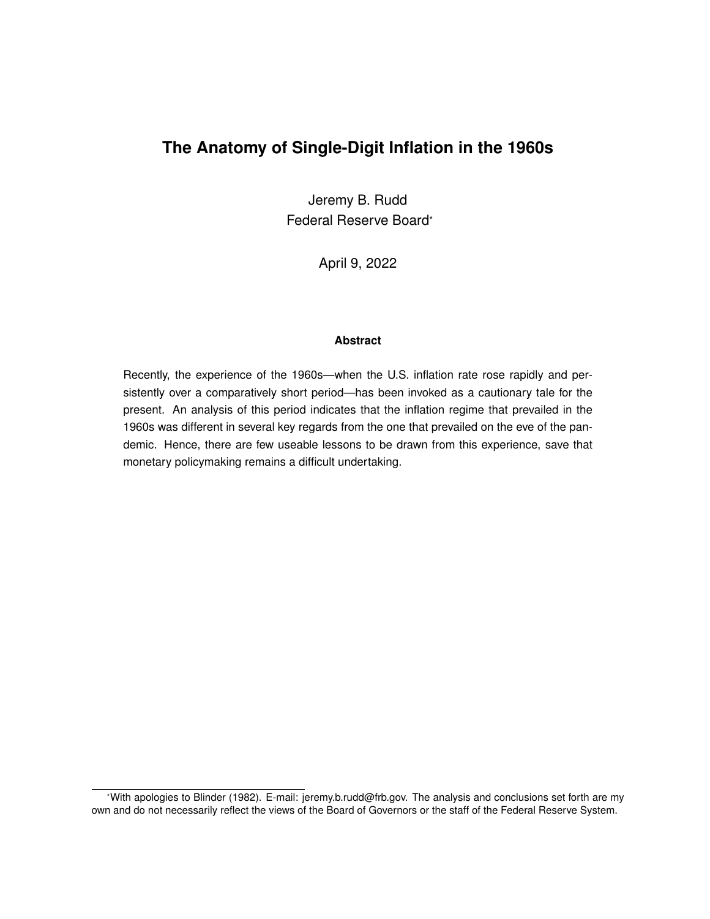# The Anatomy of Single-Digit Inflation in the 1960s

Jeremy B. Rudd  
Federal Reserve Board*

April 9, 2022

**Abstract**

Recently, the experience of the 1960s—when the U.S. inflation rate rose rapidly and persistently over a comparatively short period—has been invoked as a cautionary tale for the present. An analysis of this period indicates that the inflation regime that prevailed in the 1960s was different in several key regards from the one that prevailed on the eve of the pandemic. Hence, there are few useable lessons to be drawn from this experience, save that monetary policymaking remains a difficult undertaking.

---

*With apologies to Blinder (1982). E-mail: jeremy.b.rudd@frb.gov. The analysis and conclusions set forth are my own and do not necessarily reflect the views of the Board of Governors or the staff of the Federal Reserve System.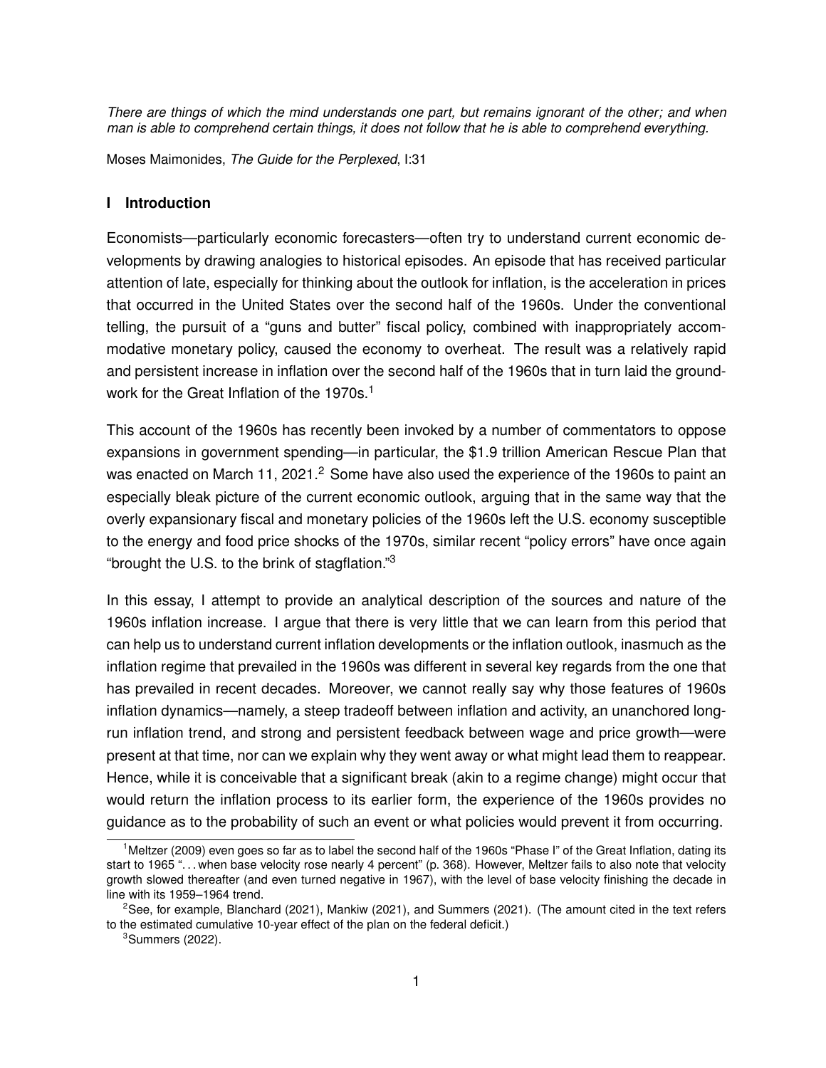*There are things of which the mind understands one part, but remains ignorant of the other; and when man is able to comprehend certain things, it does not follow that he is able to comprehend everything.*

Moses Maimonides, *The Guide for the Perplexed*, I:31

## I Introduction

Economists—particularly economic forecasters—often try to understand current economic developments by drawing analogies to historical episodes. An episode that has received particular attention of late, especially for thinking about the outlook for inflation, is the acceleration in prices that occurred in the United States over the second half of the 1960s. Under the conventional telling, the pursuit of a "guns and butter" fiscal policy, combined with inappropriately accommodative monetary policy, caused the economy to overheat. The result was a relatively rapid and persistent increase in inflation over the second half of the 1960s that in turn laid the groundwork for the Great Inflation of the 1970s.[1]

This account of the 1960s has recently been invoked by a number of commentators to oppose expansions in government spending—in particular, the $1.9 trillion American Rescue Plan that was enacted on March 11, 2021.[2] Some have also used the experience of the 1960s to paint an especially bleak picture of the current economic outlook, arguing that in the same way that the overly expansionary fiscal and monetary policies of the 1960s left the U.S. economy susceptible to the energy and food price shocks of the 1970s, similar recent "policy errors" have once again "brought the U.S. to the brink of stagflation."[3]

In this essay, I attempt to provide an analytical description of the sources and nature of the 1960s inflation increase. I argue that there is very little that we can learn from this period that can help us to understand current inflation developments or the inflation outlook, inasmuch as the inflation regime that prevailed in the 1960s was different in several key regards from the one that has prevailed in recent decades. Moreover, we cannot really say why those features of 1960s inflation dynamics—namely, a steep tradeoff between inflation and activity, an unanchored long-run inflation trend, and strong and persistent feedback between wage and price growth—were present at that time, nor can we explain why they went away or what might lead them to reappear. Hence, while it is conceivable that a significant break (akin to a regime change) might occur that would return the inflation process to its earlier form, the experience of the 1960s provides no guidance as to the probability of such an event or what policies would prevent it from occurring.

---

[1] Meltzer (2009) even goes so far as to label the second half of the 1960s "Phase I" of the Great Inflation, dating its start to 1965 "... when base velocity rose nearly 4 percent" (p. 368). However, Meltzer fails to also note that velocity growth slowed thereafter (and even turned negative in 1967), with the level of base velocity finishing the decade in line with its 1959–1964 trend.

[2] See, for example, Blanchard (2021), Mankiw (2021), and Summers (2021). (The amount cited in the text refers to the estimated cumulative 10-year effect of the plan on the federal deficit.)

[3] Summers (2022).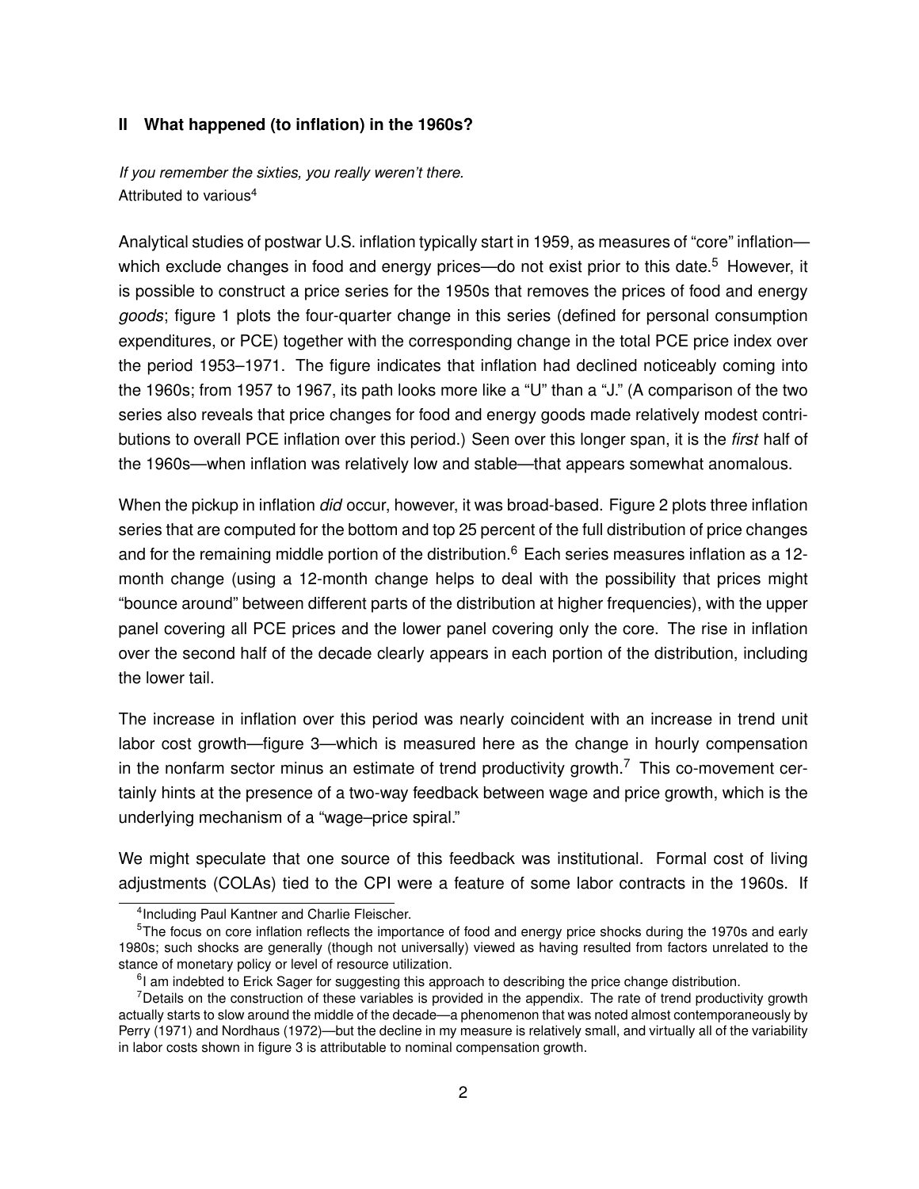## II What happened (to inflation) in the 1960s?

*If you remember the sixties, you really weren't there.*
Attributed to various[4]

Analytical studies of postwar U.S. inflation typically start in 1959, as measures of "core" inflation—which exclude changes in food and energy prices—do not exist prior to this date.[5] However, it is possible to construct a price series for the 1950s that removes the prices of food and energy *goods*; figure 1 plots the four-quarter change in this series (defined for personal consumption expenditures, or PCE) together with the corresponding change in the total PCE price index over the period 1953–1971. The figure indicates that inflation had declined noticeably coming into the 1960s; from 1957 to 1967, its path looks more like a "U" than a "J." (A comparison of the two series also reveals that price changes for food and energy goods made relatively modest contributions to overall PCE inflation over this period.) Seen over this longer span, it is the *first* half of the 1960s—when inflation was relatively low and stable—that appears somewhat anomalous.

When the pickup in inflation *did* occur, however, it was broad-based. Figure 2 plots three inflation series that are computed for the bottom and top 25 percent of the full distribution of price changes and for the remaining middle portion of the distribution.[6] Each series measures inflation as a 12-month change (using a 12-month change helps to deal with the possibility that prices might "bounce around" between different parts of the distribution at higher frequencies), with the upper panel covering all PCE prices and the lower panel covering only the core. The rise in inflation over the second half of the decade clearly appears in each portion of the distribution, including the lower tail.

The increase in inflation over this period was nearly coincident with an increase in trend unit labor cost growth—figure 3—which is measured here as the change in hourly compensation in the nonfarm sector minus an estimate of trend productivity growth.[7] This co-movement certainly hints at the presence of a two-way feedback between wage and price growth, which is the underlying mechanism of a "wage–price spiral."

We might speculate that one source of this feedback was institutional. Formal cost of living adjustments (COLAs) tied to the CPI were a feature of some labor contracts in the 1960s. If

[4] Including Paul Kantner and Charlie Fleischer.

[5] The focus on core inflation reflects the importance of food and energy price shocks during the 1970s and early 1980s; such shocks are generally (though not universally) viewed as having resulted from factors unrelated to the stance of monetary policy or level of resource utilization.

[6] I am indebted to Erick Sager for suggesting this approach to describing the price change distribution.

[7] Details on the construction of these variables is provided in the appendix. The rate of trend productivity growth actually starts to slow around the middle of the decade—a phenomenon that was noted almost contemporaneously by Perry (1971) and Nordhaus (1972)—but the decline in my measure is relatively small, and virtually all of the variability in labor costs shown in figure 3 is attributable to nominal compensation growth.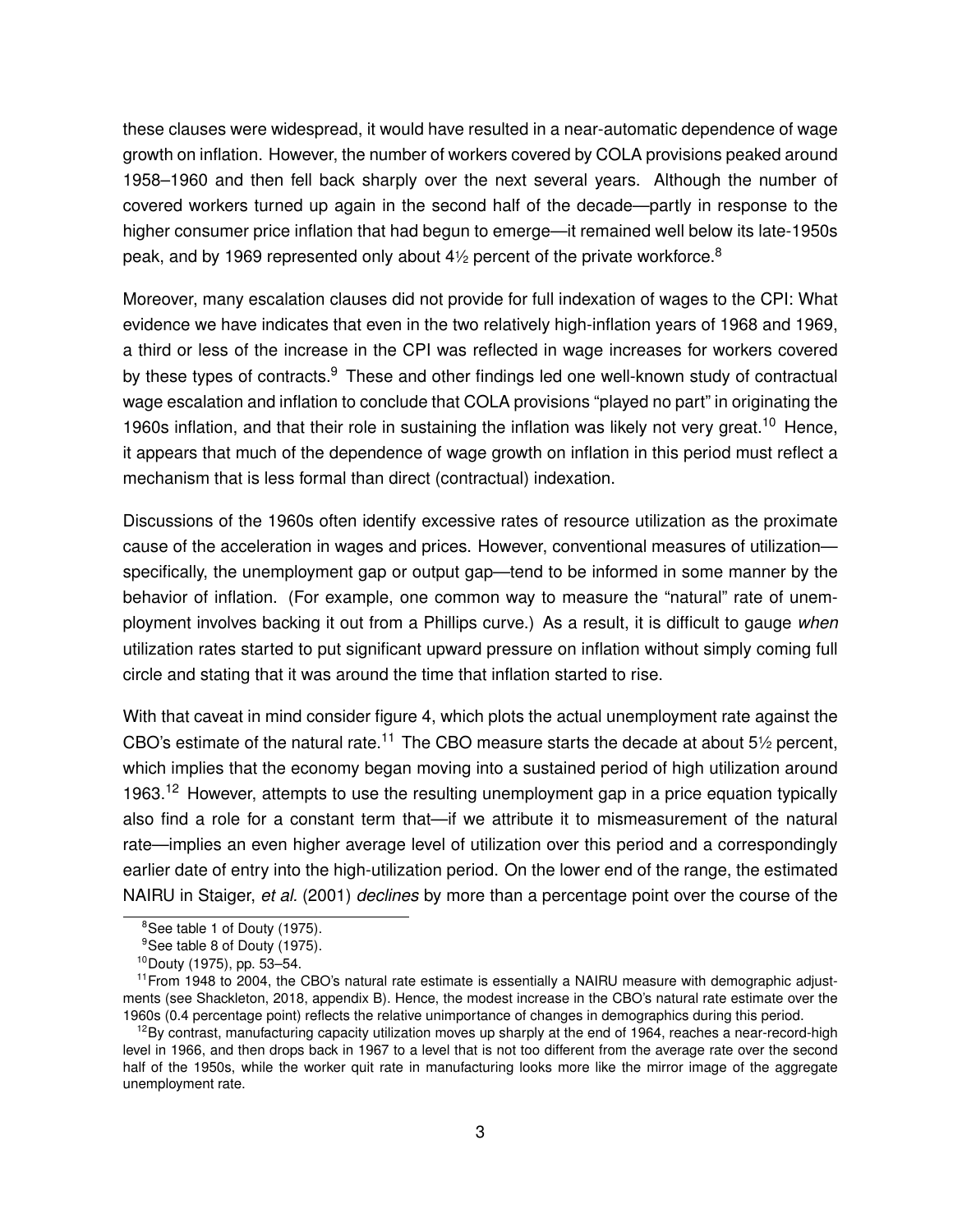these clauses were widespread, it would have resulted in a near-automatic dependence of wage growth on inflation. However, the number of workers covered by COLA provisions peaked around 1958–1960 and then fell back sharply over the next several years. Although the number of covered workers turned up again in the second half of the decade—partly in response to the higher consumer price inflation that had begun to emerge—it remained well below its late-1950s peak, and by 1969 represented only about 4½ percent of the private workforce.[8]

Moreover, many escalation clauses did not provide for full indexation of wages to the CPI: What evidence we have indicates that even in the two relatively high-inflation years of 1968 and 1969, a third or less of the increase in the CPI was reflected in wage increases for workers covered by these types of contracts.[9] These and other findings led one well-known study of contractual wage escalation and inflation to conclude that COLA provisions "played no part" in originating the 1960s inflation, and that their role in sustaining the inflation was likely not very great.[10] Hence, it appears that much of the dependence of wage growth on inflation in this period must reflect a mechanism that is less formal than direct (contractual) indexation.

Discussions of the 1960s often identify excessive rates of resource utilization as the proximate cause of the acceleration in wages and prices. However, conventional measures of utilization—specifically, the unemployment gap or output gap—tend to be informed in some manner by the behavior of inflation. (For example, one common way to measure the "natural" rate of unemployment involves backing it out from a Phillips curve.) As a result, it is difficult to gauge *when* utilization rates started to put significant upward pressure on inflation without simply coming full circle and stating that it was around the time that inflation started to rise.

With that caveat in mind consider figure 4, which plots the actual unemployment rate against the CBO's estimate of the natural rate.[11] The CBO measure starts the decade at about 5½ percent, which implies that the economy began moving into a sustained period of high utilization around 1963.[12] However, attempts to use the resulting unemployment gap in a price equation typically also find a role for a constant term that—if we attribute it to mismeasurement of the natural rate—implies an even higher average level of utilization over this period and a correspondingly earlier date of entry into the high-utilization period. On the lower end of the range, the estimated NAIRU in Staiger, *et al.* (2001) *declines* by more than a percentage point over the course of the

[8] See table 1 of Douty (1975).

[9] See table 8 of Douty (1975).

[10] Douty (1975), pp. 53–54.

[11] From 1948 to 2004, the CBO's natural rate estimate is essentially a NAIRU measure with demographic adjustments (see Shackleton, 2018, appendix B). Hence, the modest increase in the CBO's natural rate estimate over the 1960s (0.4 percentage point) reflects the relative unimportance of changes in demographics during this period.

[12] By contrast, manufacturing capacity utilization moves up sharply at the end of 1964, reaches a near-record-high level in 1966, and then drops back in 1967 to a level that is not too different from the average rate over the second half of the 1950s, while the worker quit rate in manufacturing looks more like the mirror image of the aggregate unemployment rate.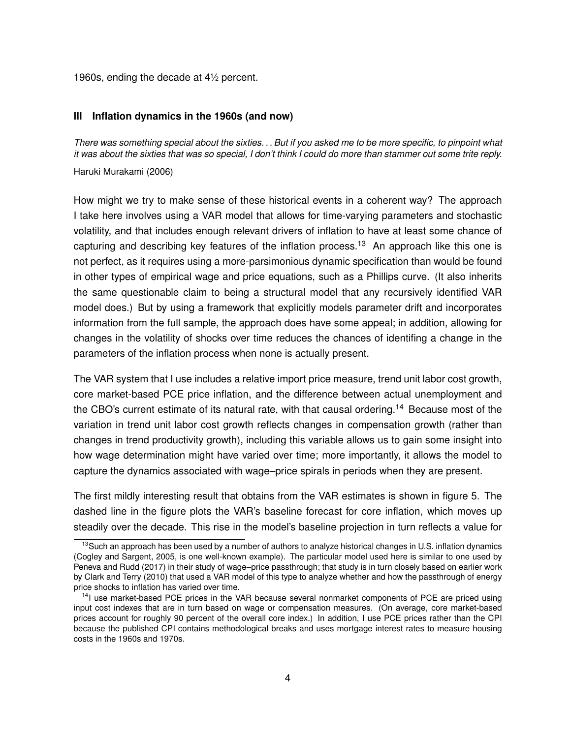1960s, ending the decade at 4½ percent.

## III Inflation dynamics in the 1960s (and now)

*There was something special about the sixties. . . But if you asked me to be more specific, to pinpoint what it was about the sixties that was so special, I don't think I could do more than stammer out some trite reply.*

Haruki Murakami (2006)

How might we try to make sense of these historical events in a coherent way? The approach I take here involves using a VAR model that allows for time-varying parameters and stochastic volatility, and that includes enough relevant drivers of inflation to have at least some chance of capturing and describing key features of the inflation process.[13] An approach like this one is not perfect, as it requires using a more-parsimonious dynamic specification than would be found in other types of empirical wage and price equations, such as a Phillips curve. (It also inherits the same questionable claim to being a structural model that any recursively identified VAR model does.) But by using a framework that explicitly models parameter drift and incorporates information from the full sample, the approach does have some appeal; in addition, allowing for changes in the volatility of shocks over time reduces the chances of identifing a change in the parameters of the inflation process when none is actually present.

The VAR system that I use includes a relative import price measure, trend unit labor cost growth, core market-based PCE price inflation, and the difference between actual unemployment and the CBO's current estimate of its natural rate, with that causal ordering.[14] Because most of the variation in trend unit labor cost growth reflects changes in compensation growth (rather than changes in trend productivity growth), including this variable allows us to gain some insight into how wage determination might have varied over time; more importantly, it allows the model to capture the dynamics associated with wage–price spirals in periods when they are present.

The first mildly interesting result that obtains from the VAR estimates is shown in figure 5. The dashed line in the figure plots the VAR's baseline forecast for core inflation, which moves up steadily over the decade. This rise in the model's baseline projection in turn reflects a value for

[13] Such an approach has been used by a number of authors to analyze historical changes in U.S. inflation dynamics (Cogley and Sargent, 2005, is one well-known example). The particular model used here is similar to one used by Peneva and Rudd (2017) in their study of wage–price passthrough; that study is in turn closely based on earlier work by Clark and Terry (2010) that used a VAR model of this type to analyze whether and how the passthrough of energy price shocks to inflation has varied over time.

[14] I use market-based PCE prices in the VAR because several nonmarket components of PCE are priced using input cost indexes that are in turn based on wage or compensation measures. (On average, core market-based prices account for roughly 90 percent of the overall core index.) In addition, I use PCE prices rather than the CPI because the published CPI contains methodological breaks and uses mortgage interest rates to measure housing costs in the 1960s and 1970s.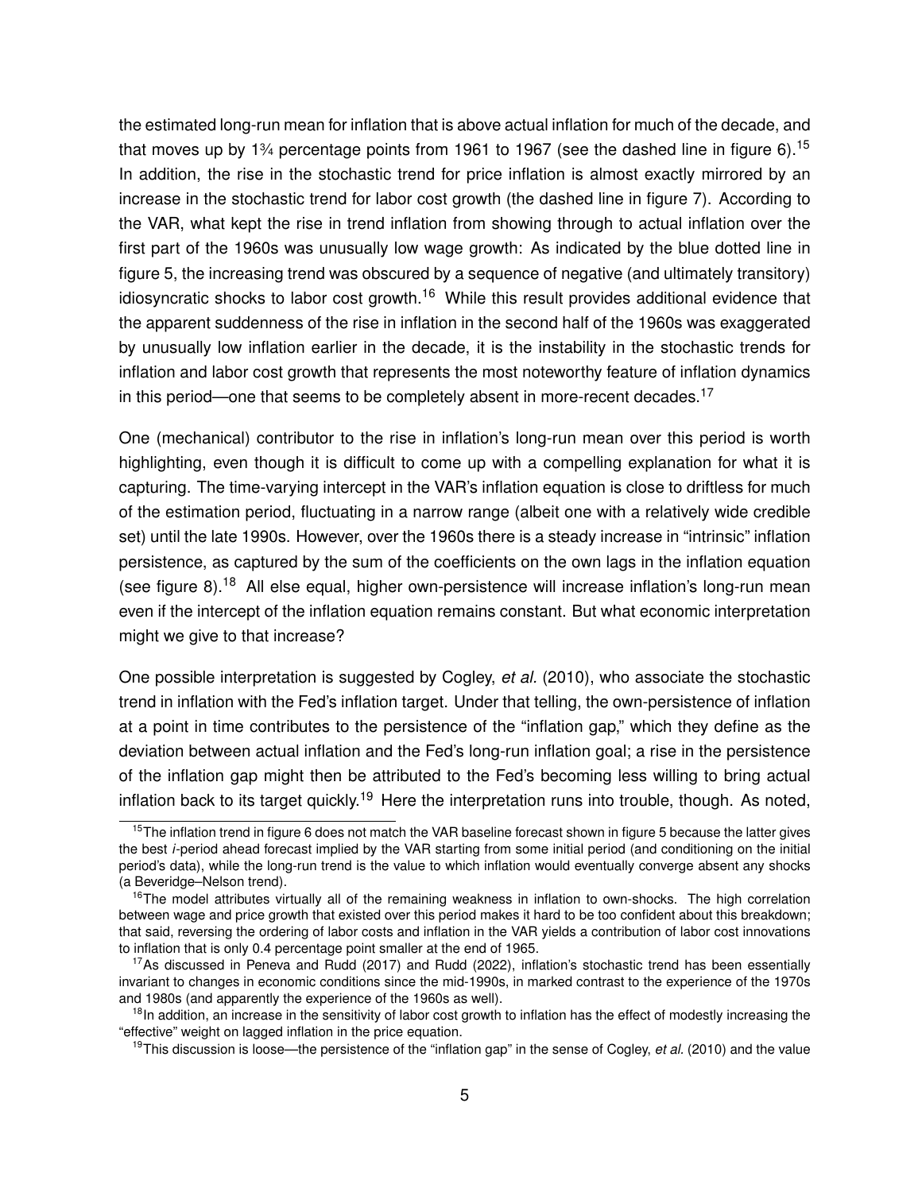the estimated long-run mean for inflation that is above actual inflation for much of the decade, and that moves up by 1¾ percentage points from 1961 to 1967 (see the dashed line in figure 6).[15] In addition, the rise in the stochastic trend for price inflation is almost exactly mirrored by an increase in the stochastic trend for labor cost growth (the dashed line in figure 7). According to the VAR, what kept the rise in trend inflation from showing through to actual inflation over the first part of the 1960s was unusually low wage growth: As indicated by the blue dotted line in figure 5, the increasing trend was obscured by a sequence of negative (and ultimately transitory) idiosyncratic shocks to labor cost growth.[16] While this result provides additional evidence that the apparent suddenness of the rise in inflation in the second half of the 1960s was exaggerated by unusually low inflation earlier in the decade, it is the instability in the stochastic trends for inflation and labor cost growth that represents the most noteworthy feature of inflation dynamics in this period—one that seems to be completely absent in more-recent decades.[17]

One (mechanical) contributor to the rise in inflation's long-run mean over this period is worth highlighting, even though it is difficult to come up with a compelling explanation for what it is capturing. The time-varying intercept in the VAR's inflation equation is close to driftless for much of the estimation period, fluctuating in a narrow range (albeit one with a relatively wide credible set) until the late 1990s. However, over the 1960s there is a steady increase in "intrinsic" inflation persistence, as captured by the sum of the coefficients on the own lags in the inflation equation (see figure 8).[18] All else equal, higher own-persistence will increase inflation's long-run mean even if the intercept of the inflation equation remains constant. But what economic interpretation might we give to that increase?

One possible interpretation is suggested by Cogley, *et al.* (2010), who associate the stochastic trend in inflation with the Fed's inflation target. Under that telling, the own-persistence of inflation at a point in time contributes to the persistence of the "inflation gap," which they define as the deviation between actual inflation and the Fed's long-run inflation goal; a rise in the persistence of the inflation gap might then be attributed to the Fed's becoming less willing to bring actual inflation back to its target quickly.[19] Here the interpretation runs into trouble, though. As noted,

---

[15] The inflation trend in figure 6 does not match the VAR baseline forecast shown in figure 5 because the latter gives the best *i*-period ahead forecast implied by the VAR starting from some initial period (and conditioning on the initial period's data), while the long-run trend is the value to which inflation would eventually converge absent any shocks (a Beveridge–Nelson trend).

[16] The model attributes virtually all of the remaining weakness in inflation to own-shocks. The high correlation between wage and price growth that existed over this period makes it hard to be too confident about this breakdown; that said, reversing the ordering of labor costs and inflation in the VAR yields a contribution of labor cost innovations to inflation that is only 0.4 percentage point smaller at the end of 1965.

[17] As discussed in Peneva and Rudd (2017) and Rudd (2022), inflation's stochastic trend has been essentially invariant to changes in economic conditions since the mid-1990s, in marked contrast to the experience of the 1970s and 1980s (and apparently the experience of the 1960s as well).

[18] In addition, an increase in the sensitivity of labor cost growth to inflation has the effect of modestly increasing the "effective" weight on lagged inflation in the price equation.

[19] This discussion is loose—the persistence of the "inflation gap" in the sense of Cogley, *et al.* (2010) and the value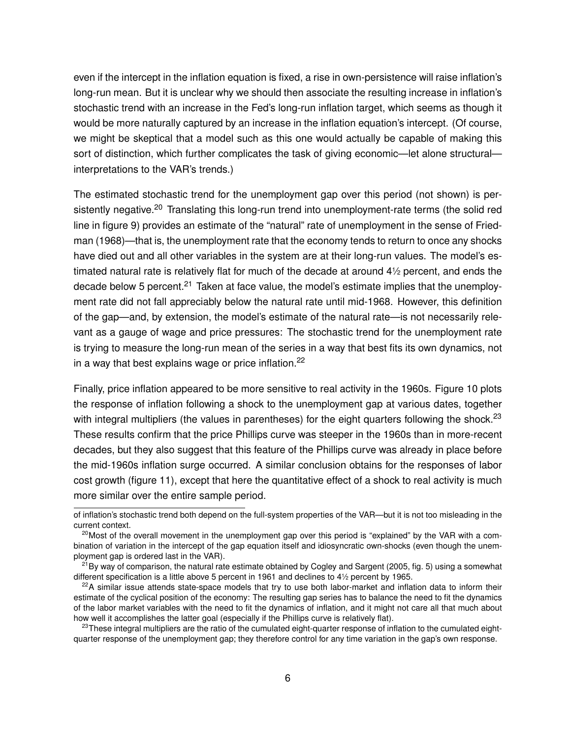even if the intercept in the inflation equation is fixed, a rise in own-persistence will raise inflation's long-run mean. But it is unclear why we should then associate the resulting increase in inflation's stochastic trend with an increase in the Fed's long-run inflation target, which seems as though it would be more naturally captured by an increase in the inflation equation's intercept. (Of course, we might be skeptical that a model such as this one would actually be capable of making this sort of distinction, which further complicates the task of giving economic—let alone structural—interpretations to the VAR's trends.)

The estimated stochastic trend for the unemployment gap over this period (not shown) is persistently negative.[20] Translating this long-run trend into unemployment-rate terms (the solid red line in figure 9) provides an estimate of the "natural" rate of unemployment in the sense of Friedman (1968)—that is, the unemployment rate that the economy tends to return to once any shocks have died out and all other variables in the system are at their long-run values. The model's estimated natural rate is relatively flat for much of the decade at around 4½ percent, and ends the decade below 5 percent.[21] Taken at face value, the model's estimate implies that the unemployment rate did not fall appreciably below the natural rate until mid-1968. However, this definition of the gap—and, by extension, the model's estimate of the natural rate—is not necessarily relevant as a gauge of wage and price pressures: The stochastic trend for the unemployment rate is trying to measure the long-run mean of the series in a way that best fits its own dynamics, not in a way that best explains wage or price inflation.[22]

Finally, price inflation appeared to be more sensitive to real activity in the 1960s. Figure 10 plots the response of inflation following a shock to the unemployment gap at various dates, together with integral multipliers (the values in parentheses) for the eight quarters following the shock.[23] These results confirm that the price Phillips curve was steeper in the 1960s than in more-recent decades, but they also suggest that this feature of the Phillips curve was already in place before the mid-1960s inflation surge occurred. A similar conclusion obtains for the responses of labor cost growth (figure 11), except that here the quantitative effect of a shock to real activity is much more similar over the entire sample period.

---

of inflation's stochastic trend both depend on the full-system properties of the VAR—but it is not too misleading in the current context.

[20] Most of the overall movement in the unemployment gap over this period is "explained" by the VAR with a combination of variation in the intercept of the gap equation itself and idiosyncratic own-shocks (even though the unemployment gap is ordered last in the VAR).

[21] By way of comparison, the natural rate estimate obtained by Cogley and Sargent (2005, fig. 5) using a somewhat different specification is a little above 5 percent in 1961 and declines to 4½ percent by 1965.

[22] A similar issue attends state-space models that try to use both labor-market and inflation data to inform their estimate of the cyclical position of the economy: The resulting gap series has to balance the need to fit the dynamics of the labor market variables with the need to fit the dynamics of inflation, and it might not care all that much about how well it accomplishes the latter goal (especially if the Phillips curve is relatively flat).

[23] These integral multipliers are the ratio of the cumulated eight-quarter response of inflation to the cumulated eight-quarter response of the unemployment gap; they therefore control for any time variation in the gap's own response.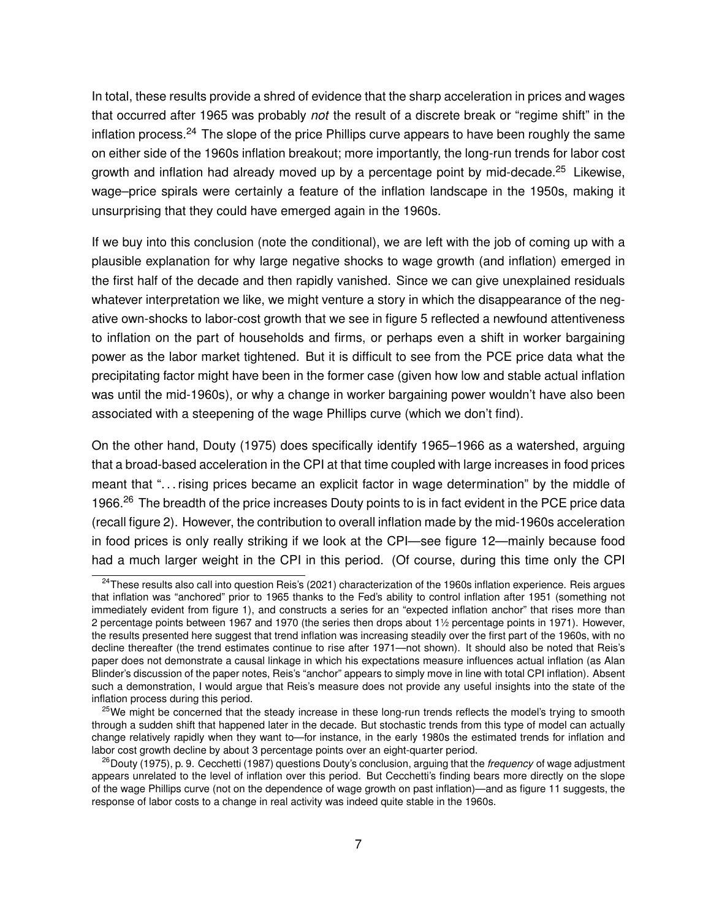In total, these results provide a shred of evidence that the sharp acceleration in prices and wages that occurred after 1965 was probably *not* the result of a discrete break or "regime shift" in the inflation process.[24] The slope of the price Phillips curve appears to have been roughly the same on either side of the 1960s inflation breakout; more importantly, the long-run trends for labor cost growth and inflation had already moved up by a percentage point by mid-decade.[25] Likewise, wage–price spirals were certainly a feature of the inflation landscape in the 1950s, making it unsurprising that they could have emerged again in the 1960s.

If we buy into this conclusion (note the conditional), we are left with the job of coming up with a plausible explanation for why large negative shocks to wage growth (and inflation) emerged in the first half of the decade and then rapidly vanished. Since we can give unexplained residuals whatever interpretation we like, we might venture a story in which the disappearance of the negative own-shocks to labor-cost growth that we see in figure 5 reflected a newfound attentiveness to inflation on the part of households and firms, or perhaps even a shift in worker bargaining power as the labor market tightened. But it is difficult to see from the PCE price data what the precipitating factor might have been in the former case (given how low and stable actual inflation was until the mid-1960s), or why a change in worker bargaining power wouldn't have also been associated with a steepening of the wage Phillips curve (which we don't find).

On the other hand, Douty (1975) does specifically identify 1965–1966 as a watershed, arguing that a broad-based acceleration in the CPI at that time coupled with large increases in food prices meant that "... rising prices became an explicit factor in wage determination" by the middle of 1966.[26] The breadth of the price increases Douty points to is in fact evident in the PCE price data (recall figure 2). However, the contribution to overall inflation made by the mid-1960s acceleration in food prices is only really striking if we look at the CPI—see figure 12—mainly because food had a much larger weight in the CPI in this period. (Of course, during this time only the CPI

[24] These results also call into question Reis's (2021) characterization of the 1960s inflation experience. Reis argues that inflation was "anchored" prior to 1965 thanks to the Fed's ability to control inflation after 1951 (something not immediately evident from figure 1), and constructs a series for an "expected inflation anchor" that rises more than 2 percentage points between 1967 and 1970 (the series then drops about 1½ percentage points in 1971). However, the results presented here suggest that trend inflation was increasing steadily over the first part of the 1960s, with no decline thereafter (the trend estimates continue to rise after 1971—not shown). It should also be noted that Reis's paper does not demonstrate a causal linkage in which his expectations measure influences actual inflation (as Alan Blinder's discussion of the paper notes, Reis's "anchor" appears to simply move in line with total CPI inflation). Absent such a demonstration, I would argue that Reis's measure does not provide any useful insights into the state of the inflation process during this period.

[25] We might be concerned that the steady increase in these long-run trends reflects the model's trying to smooth through a sudden shift that happened later in the decade. But stochastic trends from this type of model can actually change relatively rapidly when they want to—for instance, in the early 1980s the estimated trends for inflation and labor cost growth decline by about 3 percentage points over an eight-quarter period.

[26] Douty (1975), p. 9. Cecchetti (1987) questions Douty's conclusion, arguing that the *frequency* of wage adjustment appears unrelated to the level of inflation over this period. But Cecchetti's finding bears more directly on the slope of the wage Phillips curve (not on the dependence of wage growth on past inflation)—and as figure 11 suggests, the response of labor costs to a change in real activity was indeed quite stable in the 1960s.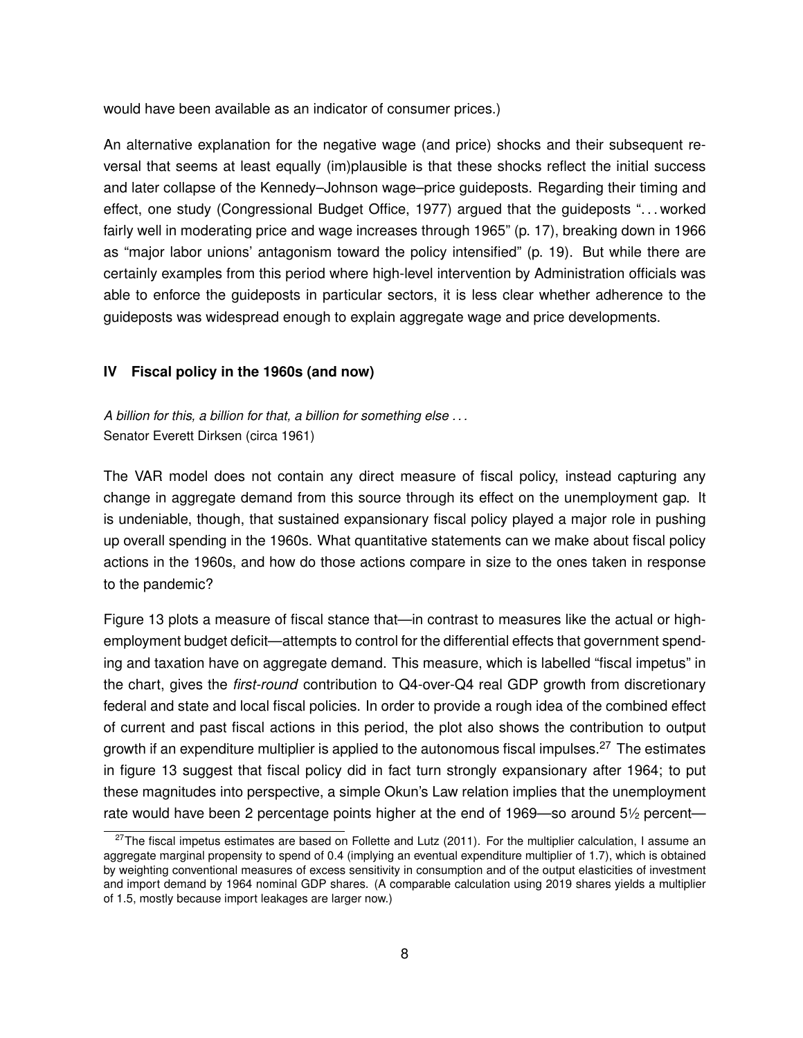would have been available as an indicator of consumer prices.)

An alternative explanation for the negative wage (and price) shocks and their subsequent reversal that seems at least equally (im)plausible is that these shocks reflect the initial success and later collapse of the Kennedy–Johnson wage–price guideposts. Regarding their timing and effect, one study (Congressional Budget Office, 1977) argued that the guideposts "... worked fairly well in moderating price and wage increases through 1965" (p. 17), breaking down in 1966 as "major labor unions' antagonism toward the policy intensified" (p. 19). But while there are certainly examples from this period where high-level intervention by Administration officials was able to enforce the guideposts in particular sectors, it is less clear whether adherence to the guideposts was widespread enough to explain aggregate wage and price developments.

## IV Fiscal policy in the 1960s (and now)

*A billion for this, a billion for that, a billion for something else ...*
Senator Everett Dirksen (circa 1961)

The VAR model does not contain any direct measure of fiscal policy, instead capturing any change in aggregate demand from this source through its effect on the unemployment gap. It is undeniable, though, that sustained expansionary fiscal policy played a major role in pushing up overall spending in the 1960s. What quantitative statements can we make about fiscal policy actions in the 1960s, and how do those actions compare in size to the ones taken in response to the pandemic?

Figure 13 plots a measure of fiscal stance that—in contrast to measures like the actual or high-employment budget deficit—attempts to control for the differential effects that government spending and taxation have on aggregate demand. This measure, which is labelled "fiscal impetus" in the chart, gives the *first-round* contribution to Q4-over-Q4 real GDP growth from discretionary federal and state and local fiscal policies. In order to provide a rough idea of the combined effect of current and past fiscal actions in this period, the plot also shows the contribution to output growth if an expenditure multiplier is applied to the autonomous fiscal impulses.[27] The estimates in figure 13 suggest that fiscal policy did in fact turn strongly expansionary after 1964; to put these magnitudes into perspective, a simple Okun's Law relation implies that the unemployment rate would have been 2 percentage points higher at the end of 1969—so around 5½ percent—

[27] The fiscal impetus estimates are based on Follette and Lutz (2011). For the multiplier calculation, I assume an aggregate marginal propensity to spend of 0.4 (implying an eventual expenditure multiplier of 1.7), which is obtained by weighting conventional measures of excess sensitivity in consumption and of the output elasticities of investment and import demand by 1964 nominal GDP shares. (A comparable calculation using 2019 shares yields a multiplier of 1.5, mostly because import leakages are larger now.)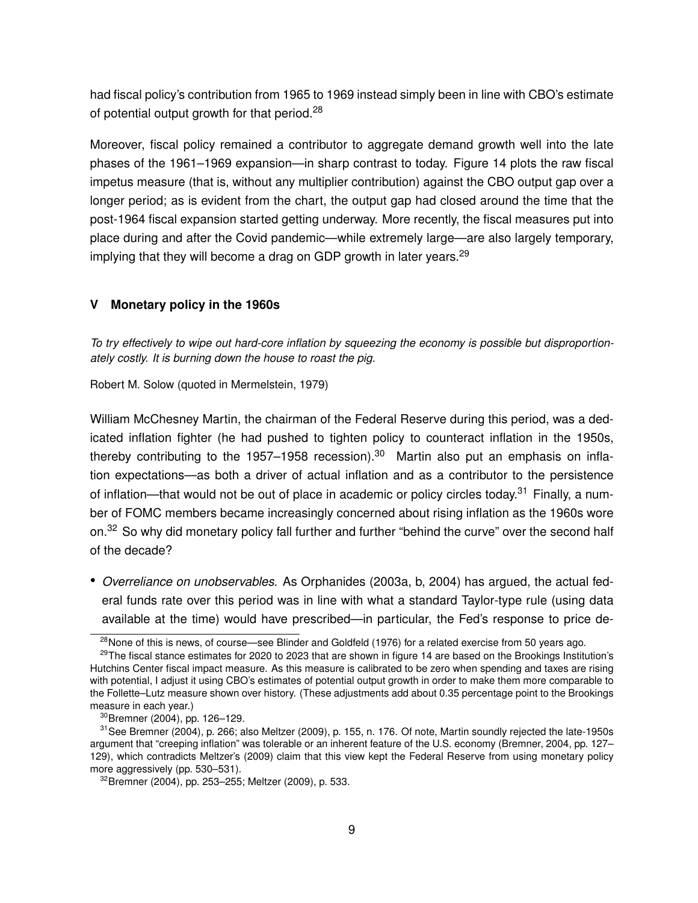had fiscal policy's contribution from 1965 to 1969 instead simply been in line with CBO's estimate of potential output growth for that period.[28]

Moreover, fiscal policy remained a contributor to aggregate demand growth well into the late phases of the 1961–1969 expansion—in sharp contrast to today. Figure 14 plots the raw fiscal impetus measure (that is, without any multiplier contribution) against the CBO output gap over a longer period; as is evident from the chart, the output gap had closed around the time that the post-1964 fiscal expansion started getting underway. More recently, the fiscal measures put into place during and after the Covid pandemic—while extremely large—are also largely temporary, implying that they will become a drag on GDP growth in later years.[29]

## V Monetary policy in the 1960s

*To try effectively to wipe out hard-core inflation by squeezing the economy is possible but disproportionately costly. It is burning down the house to roast the pig.*

Robert M. Solow (quoted in Mermelstein, 1979)

William McChesney Martin, the chairman of the Federal Reserve during this period, was a dedicated inflation fighter (he had pushed to tighten policy to counteract inflation in the 1950s, thereby contributing to the 1957–1958 recession).[30] Martin also put an emphasis on inflation expectations—as both a driver of actual inflation and as a contributor to the persistence of inflation—that would not be out of place in academic or policy circles today.[31] Finally, a number of FOMC members became increasingly concerned about rising inflation as the 1960s wore on.[32] So why did monetary policy fall further and further "behind the curve" over the second half of the decade?

- *Overreliance on unobservables.* As Orphanides (2003a, b, 2004) has argued, the actual federal funds rate over this period was in line with what a standard Taylor-type rule (using data available at the time) would have prescribed—in particular, the Fed's response to price de-

[28] None of this is news, of course—see Blinder and Goldfeld (1976) for a related exercise from 50 years ago.

[29] The fiscal stance estimates for 2020 to 2023 that are shown in figure 14 are based on the Brookings Institution's Hutchins Center fiscal impact measure. As this measure is calibrated to be zero when spending and taxes are rising with potential, I adjust it using CBO's estimates of potential output growth in order to make them more comparable to the Follette–Lutz measure shown over history. (These adjustments add about 0.35 percentage point to the Brookings measure in each year.)

[30] Bremner (2004), pp. 126–129.

[31] See Bremner (2004), p. 266; also Meltzer (2009), p. 155, n. 176. Of note, Martin soundly rejected the late-1950s argument that "creeping inflation" was tolerable or an inherent feature of the U.S. economy (Bremner, 2004, pp. 127–129), which contradicts Meltzer's (2009) claim that this view kept the Federal Reserve from using monetary policy more aggressively (pp. 530–531).

[32] Bremner (2004), pp. 253–255; Meltzer (2009), p. 533.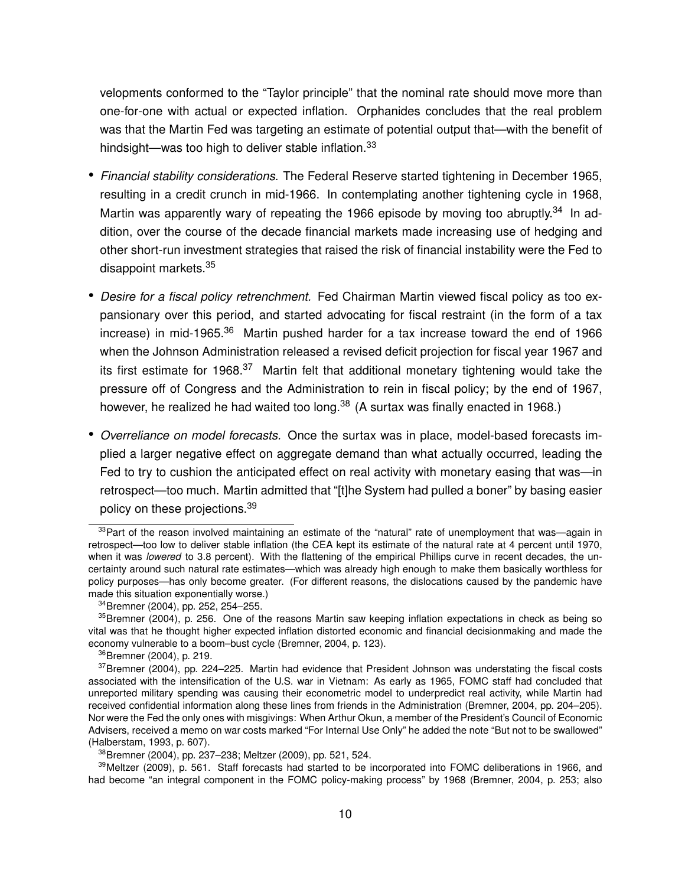velopments conformed to the "Taylor principle" that the nominal rate should move more than one-for-one with actual or expected inflation. Orphanides concludes that the real problem was that the Martin Fed was targeting an estimate of potential output that—with the benefit of hindsight—was too high to deliver stable inflation.[33]

- *Financial stability considerations.* The Federal Reserve started tightening in December 1965, resulting in a credit crunch in mid-1966. In contemplating another tightening cycle in 1968, Martin was apparently wary of repeating the 1966 episode by moving too abruptly.[34] In addition, over the course of the decade financial markets made increasing use of hedging and other short-run investment strategies that raised the risk of financial instability were the Fed to disappoint markets.[35]

- *Desire for a fiscal policy retrenchment.* Fed Chairman Martin viewed fiscal policy as too expansionary over this period, and started advocating for fiscal restraint (in the form of a tax increase) in mid-1965.[36] Martin pushed harder for a tax increase toward the end of 1966 when the Johnson Administration released a revised deficit projection for fiscal year 1967 and its first estimate for 1968.[37] Martin felt that additional monetary tightening would take the pressure off of Congress and the Administration to rein in fiscal policy; by the end of 1967, however, he realized he had waited too long.[38] (A surtax was finally enacted in 1968.)

- *Overreliance on model forecasts.* Once the surtax was in place, model-based forecasts implied a larger negative effect on aggregate demand than what actually occurred, leading the Fed to try to cushion the anticipated effect on real activity with monetary easing that was—in retrospect—too much. Martin admitted that "[t]he System had pulled a boner" by basing easier policy on these projections.[39]

[33] Part of the reason involved maintaining an estimate of the "natural" rate of unemployment that was—again in retrospect—too low to deliver stable inflation (the CEA kept its estimate of the natural rate at 4 percent until 1970, when it was *lowered* to 3.8 percent). With the flattening of the empirical Phillips curve in recent decades, the uncertainty around such natural rate estimates—which was already high enough to make them basically worthless for policy purposes—has only become greater. (For different reasons, the dislocations caused by the pandemic have made this situation exponentially worse.)

[34] Bremner (2004), pp. 252, 254–255.

[35] Bremner (2004), p. 256. One of the reasons Martin saw keeping inflation expectations in check as being so vital was that he thought higher expected inflation distorted economic and financial decisionmaking and made the economy vulnerable to a boom–bust cycle (Bremner, 2004, p. 123).

[36] Bremner (2004), p. 219.

[37] Bremner (2004), pp. 224–225. Martin had evidence that President Johnson was understating the fiscal costs associated with the intensification of the U.S. war in Vietnam: As early as 1965, FOMC staff had concluded that unreported military spending was causing their econometric model to underpredict real activity, while Martin had received confidential information along these lines from friends in the Administration (Bremner, 2004, pp. 204–205). Nor were the Fed the only ones with misgivings: When Arthur Okun, a member of the President's Council of Economic Advisers, received a memo on war costs marked "For Internal Use Only" he added the note "But not to be swallowed" (Halberstam, 1993, p. 607).

[38] Bremner (2004), pp. 237–238; Meltzer (2009), pp. 521, 524.

[39] Meltzer (2009), p. 561. Staff forecasts had started to be incorporated into FOMC deliberations in 1966, and had become "an integral component in the FOMC policy-making process" by 1968 (Bremner, 2004, p. 253; also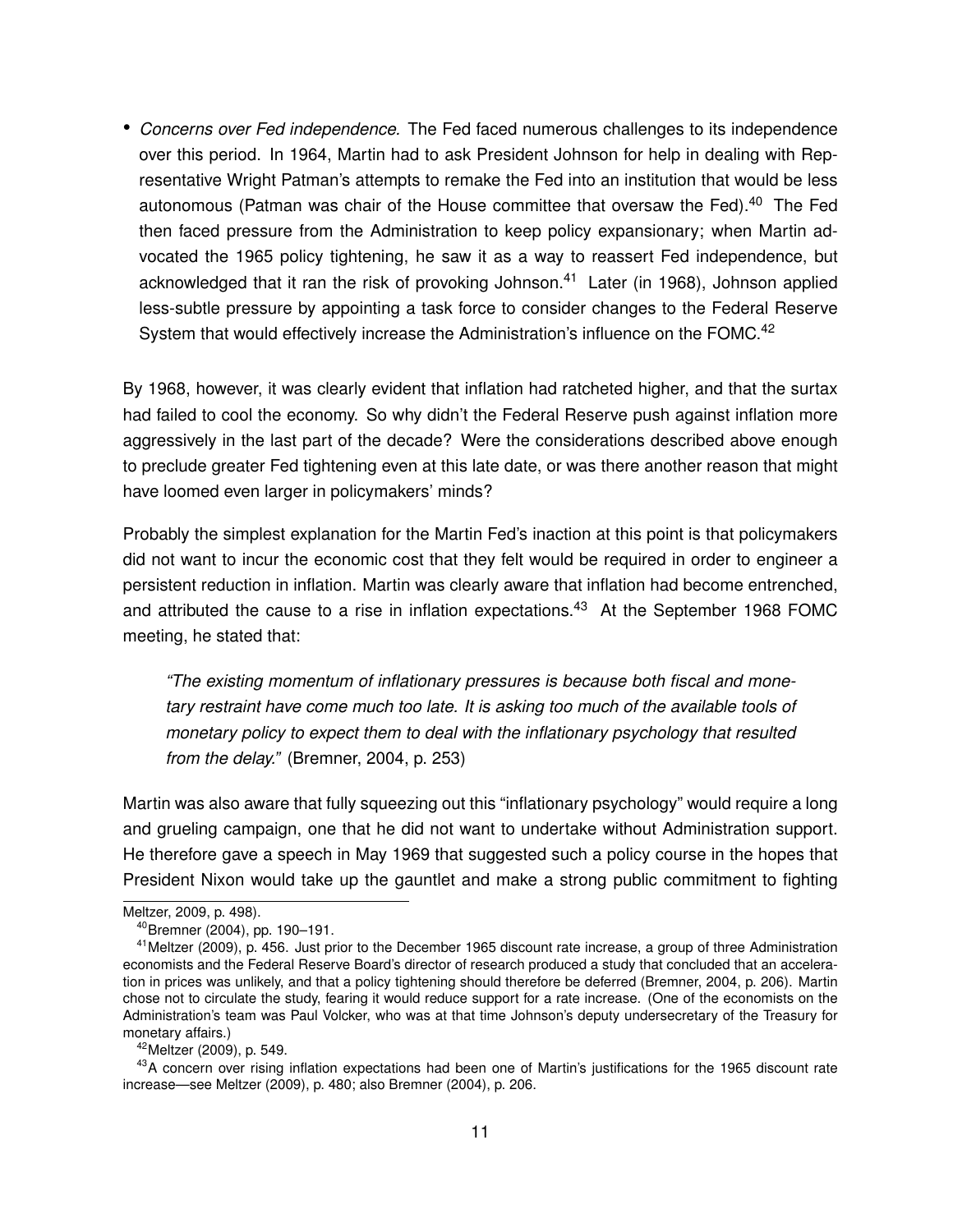- *Concerns over Fed independence.* The Fed faced numerous challenges to its independence over this period. In 1964, Martin had to ask President Johnson for help in dealing with Representative Wright Patman's attempts to remake the Fed into an institution that would be less autonomous (Patman was chair of the House committee that oversaw the Fed).[40] The Fed then faced pressure from the Administration to keep policy expansionary; when Martin advocated the 1965 policy tightening, he saw it as a way to reassert Fed independence, but acknowledged that it ran the risk of provoking Johnson.[41] Later (in 1968), Johnson applied less-subtle pressure by appointing a task force to consider changes to the Federal Reserve System that would effectively increase the Administration's influence on the FOMC.[42]

By 1968, however, it was clearly evident that inflation had ratcheted higher, and that the surtax had failed to cool the economy. So why didn't the Federal Reserve push against inflation more aggressively in the last part of the decade? Were the considerations described above enough to preclude greater Fed tightening even at this late date, or was there another reason that might have loomed even larger in policymakers' minds?

Probably the simplest explanation for the Martin Fed's inaction at this point is that policymakers did not want to incur the economic cost that they felt would be required in order to engineer a persistent reduction in inflation. Martin was clearly aware that inflation had become entrenched, and attributed the cause to a rise in inflation expectations.[43] At the September 1968 FOMC meeting, he stated that:

> *"The existing momentum of inflationary pressures is because both fiscal and monetary restraint have come much too late. It is asking too much of the available tools of monetary policy to expect them to deal with the inflationary psychology that resulted from the delay."* (Bremner, 2004, p. 253)

Martin was also aware that fully squeezing out this "inflationary psychology" would require a long and grueling campaign, one that he did not want to undertake without Administration support. He therefore gave a speech in May 1969 that suggested such a policy course in the hopes that President Nixon would take up the gauntlet and make a strong public commitment to fighting

Meltzer, 2009, p. 498).

[40] Bremner (2004), pp. 190–191.

[41] Meltzer (2009), p. 456. Just prior to the December 1965 discount rate increase, a group of three Administration economists and the Federal Reserve Board's director of research produced a study that concluded that an acceleration in prices was unlikely, and that a policy tightening should therefore be deferred (Bremner, 2004, p. 206). Martin chose not to circulate the study, fearing it would reduce support for a rate increase. (One of the economists on the Administration's team was Paul Volcker, who was at that time Johnson's deputy undersecretary of the Treasury for monetary affairs.)

[42] Meltzer (2009), p. 549.

[43] A concern over rising inflation expectations had been one of Martin's justifications for the 1965 discount rate increase—see Meltzer (2009), p. 480; also Bremner (2004), p. 206.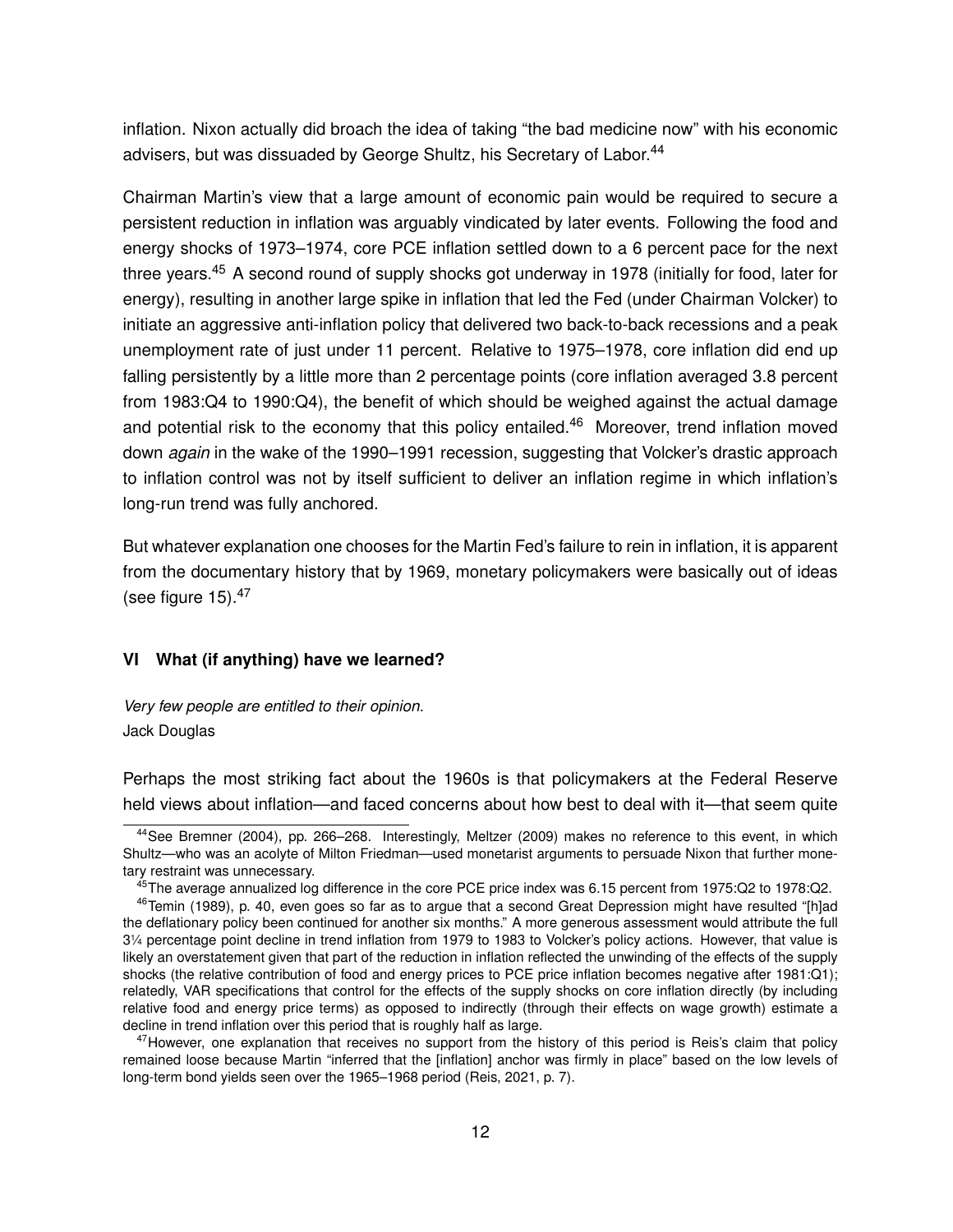inflation. Nixon actually did broach the idea of taking "the bad medicine now" with his economic advisers, but was dissuaded by George Shultz, his Secretary of Labor.[44]

Chairman Martin's view that a large amount of economic pain would be required to secure a persistent reduction in inflation was arguably vindicated by later events. Following the food and energy shocks of 1973–1974, core PCE inflation settled down to a 6 percent pace for the next three years.[45] A second round of supply shocks got underway in 1978 (initially for food, later for energy), resulting in another large spike in inflation that led the Fed (under Chairman Volcker) to initiate an aggressive anti-inflation policy that delivered two back-to-back recessions and a peak unemployment rate of just under 11 percent. Relative to 1975–1978, core inflation did end up falling persistently by a little more than 2 percentage points (core inflation averaged 3.8 percent from 1983:Q4 to 1990:Q4), the benefit of which should be weighed against the actual damage and potential risk to the economy that this policy entailed.[46] Moreover, trend inflation moved down *again* in the wake of the 1990–1991 recession, suggesting that Volcker's drastic approach to inflation control was not by itself sufficient to deliver an inflation regime in which inflation's long-run trend was fully anchored.

But whatever explanation one chooses for the Martin Fed's failure to rein in inflation, it is apparent from the documentary history that by 1969, monetary policymakers were basically out of ideas (see figure 15).[47]

## VI What (if anything) have we learned?

*Very few people are entitled to their opinion.*
Jack Douglas

Perhaps the most striking fact about the 1960s is that policymakers at the Federal Reserve held views about inflation—and faced concerns about how best to deal with it—that seem quite

---

[44] See Bremner (2004), pp. 266–268. Interestingly, Meltzer (2009) makes no reference to this event, in which Shultz—who was an acolyte of Milton Friedman—used monetarist arguments to persuade Nixon that further monetary restraint was unnecessary.

[45] The average annualized log difference in the core PCE price index was 6.15 percent from 1975:Q2 to 1978:Q2.

[46] Temin (1989), p. 40, even goes so far as to argue that a second Great Depression might have resulted "[h]ad the deflationary policy been continued for another six months." A more generous assessment would attribute the full 3¼ percentage point decline in trend inflation from 1979 to 1983 to Volcker's policy actions. However, that value is likely an overstatement given that part of the reduction in inflation reflected the unwinding of the effects of the supply shocks (the relative contribution of food and energy prices to PCE price inflation becomes negative after 1981:Q1); relatedly, VAR specifications that control for the effects of the supply shocks on core inflation directly (by including relative food and energy price terms) as opposed to indirectly (through their effects on wage growth) estimate a decline in trend inflation over this period that is roughly half as large.

[47] However, one explanation that receives no support from the history of this period is Reis's claim that policy remained loose because Martin "inferred that the [inflation] anchor was firmly in place" based on the low levels of long-term bond yields seen over the 1965–1968 period (Reis, 2021, p. 7).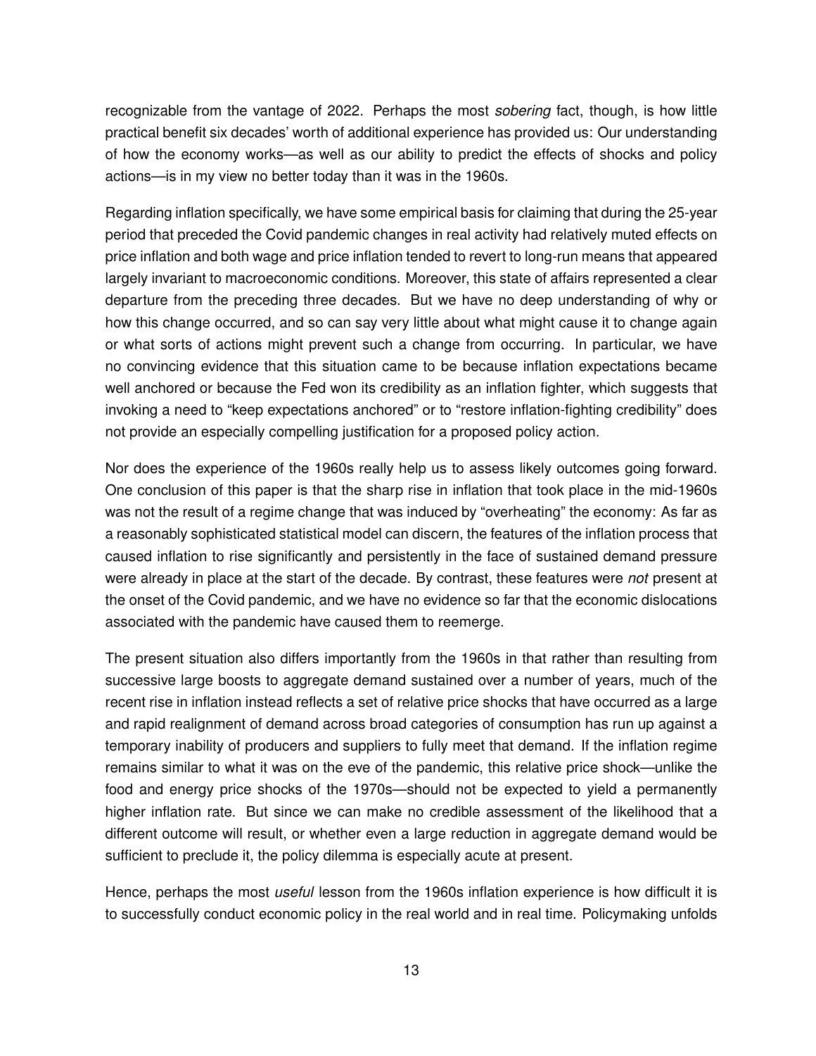recognizable from the vantage of 2022. Perhaps the most *sobering* fact, though, is how little practical benefit six decades' worth of additional experience has provided us: Our understanding of how the economy works—as well as our ability to predict the effects of shocks and policy actions—is in my view no better today than it was in the 1960s.

Regarding inflation specifically, we have some empirical basis for claiming that during the 25-year period that preceded the Covid pandemic changes in real activity had relatively muted effects on price inflation and both wage and price inflation tended to revert to long-run means that appeared largely invariant to macroeconomic conditions. Moreover, this state of affairs represented a clear departure from the preceding three decades. But we have no deep understanding of why or how this change occurred, and so can say very little about what might cause it to change again or what sorts of actions might prevent such a change from occurring. In particular, we have no convincing evidence that this situation came to be because inflation expectations became well anchored or because the Fed won its credibility as an inflation fighter, which suggests that invoking a need to "keep expectations anchored" or to "restore inflation-fighting credibility" does not provide an especially compelling justification for a proposed policy action.

Nor does the experience of the 1960s really help us to assess likely outcomes going forward. One conclusion of this paper is that the sharp rise in inflation that took place in the mid-1960s was not the result of a regime change that was induced by "overheating" the economy: As far as a reasonably sophisticated statistical model can discern, the features of the inflation process that caused inflation to rise significantly and persistently in the face of sustained demand pressure were already in place at the start of the decade. By contrast, these features were *not* present at the onset of the Covid pandemic, and we have no evidence so far that the economic dislocations associated with the pandemic have caused them to reemerge.

The present situation also differs importantly from the 1960s in that rather than resulting from successive large boosts to aggregate demand sustained over a number of years, much of the recent rise in inflation instead reflects a set of relative price shocks that have occurred as a large and rapid realignment of demand across broad categories of consumption has run up against a temporary inability of producers and suppliers to fully meet that demand. If the inflation regime remains similar to what it was on the eve of the pandemic, this relative price shock—unlike the food and energy price shocks of the 1970s—should not be expected to yield a permanently higher inflation rate. But since we can make no credible assessment of the likelihood that a different outcome will result, or whether even a large reduction in aggregate demand would be sufficient to preclude it, the policy dilemma is especially acute at present.

Hence, perhaps the most *useful* lesson from the 1960s inflation experience is how difficult it is to successfully conduct economic policy in the real world and in real time. Policymaking unfolds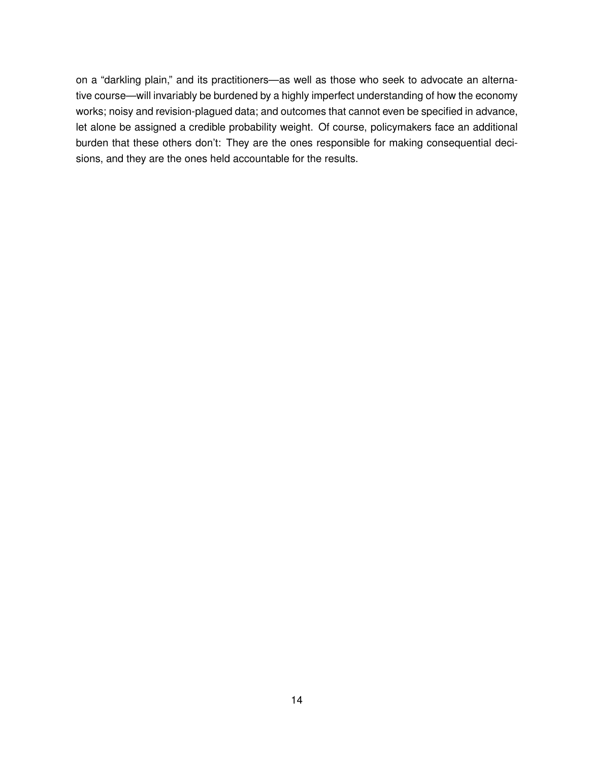on a "darkling plain," and its practitioners—as well as those who seek to advocate an alternative course—will invariably be burdened by a highly imperfect understanding of how the economy works; noisy and revision-plagued data; and outcomes that cannot even be specified in advance, let alone be assigned a credible probability weight. Of course, policymakers face an additional burden that these others don't: They are the ones responsible for making consequential decisions, and they are the ones held accountable for the results.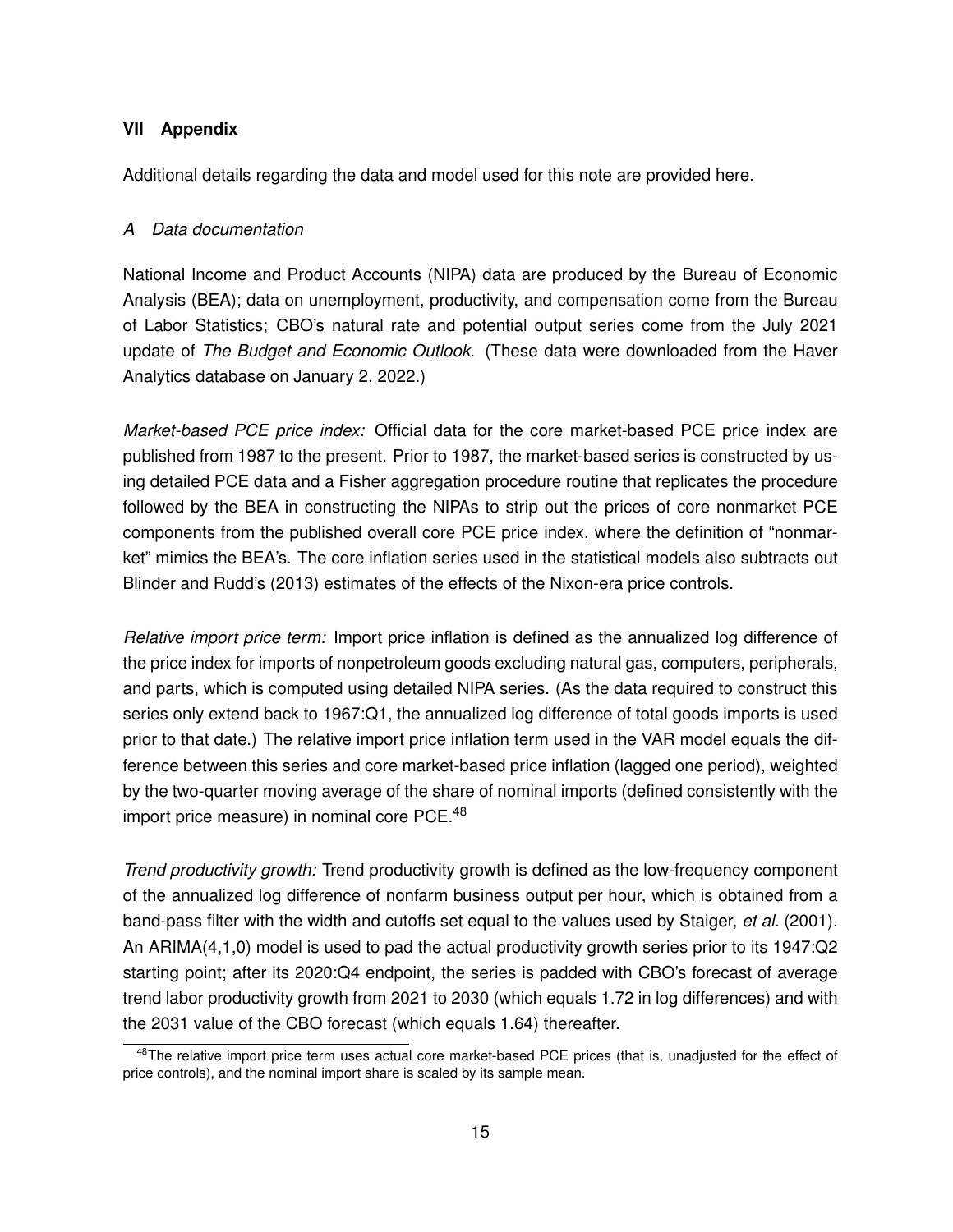## VII Appendix

Additional details regarding the data and model used for this note are provided here.

### *A Data documentation*

National Income and Product Accounts (NIPA) data are produced by the Bureau of Economic Analysis (BEA); data on unemployment, productivity, and compensation come from the Bureau of Labor Statistics; CBO's natural rate and potential output series come from the July 2021 update of *The Budget and Economic Outlook*. (These data were downloaded from the Haver Analytics database on January 2, 2022.)

*Market-based PCE price index:* Official data for the core market-based PCE price index are published from 1987 to the present. Prior to 1987, the market-based series is constructed by using detailed PCE data and a Fisher aggregation procedure routine that replicates the procedure followed by the BEA in constructing the NIPAs to strip out the prices of core nonmarket PCE components from the published overall core PCE price index, where the definition of "nonmarket" mimics the BEA's. The core inflation series used in the statistical models also subtracts out Blinder and Rudd's (2013) estimates of the effects of the Nixon-era price controls.

*Relative import price term:* Import price inflation is defined as the annualized log difference of the price index for imports of nonpetroleum goods excluding natural gas, computers, peripherals, and parts, which is computed using detailed NIPA series. (As the data required to construct this series only extend back to 1967:Q1, the annualized log difference of total goods imports is used prior to that date.) The relative import price inflation term used in the VAR model equals the difference between this series and core market-based price inflation (lagged one period), weighted by the two-quarter moving average of the share of nominal imports (defined consistently with the import price measure) in nominal core PCE.[48]

*Trend productivity growth:* Trend productivity growth is defined as the low-frequency component of the annualized log difference of nonfarm business output per hour, which is obtained from a band-pass filter with the width and cutoffs set equal to the values used by Staiger, *et al.* (2001). An ARIMA(4,1,0) model is used to pad the actual productivity growth series prior to its 1947:Q2 starting point; after its 2020:Q4 endpoint, the series is padded with CBO's forecast of average trend labor productivity growth from 2021 to 2030 (which equals 1.72 in log differences) and with the 2031 value of the CBO forecast (which equals 1.64) thereafter.

[48]The relative import price term uses actual core market-based PCE prices (that is, unadjusted for the effect of price controls), and the nominal import share is scaled by its sample mean.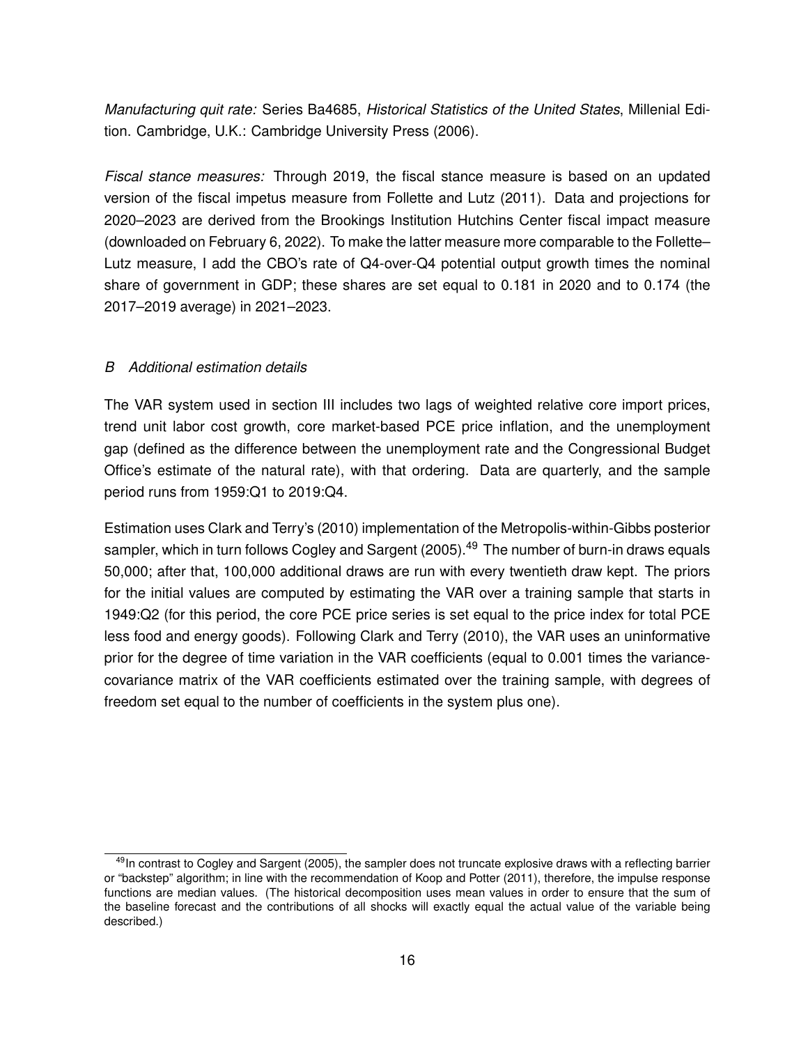*Manufacturing quit rate:* Series Ba4685, *Historical Statistics of the United States*, Millenial Edition. Cambridge, U.K.: Cambridge University Press (2006).

*Fiscal stance measures:* Through 2019, the fiscal stance measure is based on an updated version of the fiscal impetus measure from Follette and Lutz (2011). Data and projections for 2020–2023 are derived from the Brookings Institution Hutchins Center fiscal impact measure (downloaded on February 6, 2022). To make the latter measure more comparable to the Follette–Lutz measure, I add the CBO's rate of Q4-over-Q4 potential output growth times the nominal share of government in GDP; these shares are set equal to 0.181 in 2020 and to 0.174 (the 2017–2019 average) in 2021–2023.

### *B Additional estimation details*

The VAR system used in section III includes two lags of weighted relative core import prices, trend unit labor cost growth, core market-based PCE price inflation, and the unemployment gap (defined as the difference between the unemployment rate and the Congressional Budget Office's estimate of the natural rate), with that ordering. Data are quarterly, and the sample period runs from 1959:Q1 to 2019:Q4.

Estimation uses Clark and Terry's (2010) implementation of the Metropolis-within-Gibbs posterior sampler, which in turn follows Cogley and Sargent (2005).[49] The number of burn-in draws equals 50,000; after that, 100,000 additional draws are run with every twentieth draw kept. The priors for the initial values are computed by estimating the VAR over a training sample that starts in 1949:Q2 (for this period, the core PCE price series is set equal to the price index for total PCE less food and energy goods). Following Clark and Terry (2010), the VAR uses an uninformative prior for the degree of time variation in the VAR coefficients (equal to 0.001 times the variance-covariance matrix of the VAR coefficients estimated over the training sample, with degrees of freedom set equal to the number of coefficients in the system plus one).

[49] In contrast to Cogley and Sargent (2005), the sampler does not truncate explosive draws with a reflecting barrier or "backstep" algorithm; in line with the recommendation of Koop and Potter (2011), therefore, the impulse response functions are median values. (The historical decomposition uses mean values in order to ensure that the sum of the baseline forecast and the contributions of all shocks will exactly equal the actual value of the variable being described.)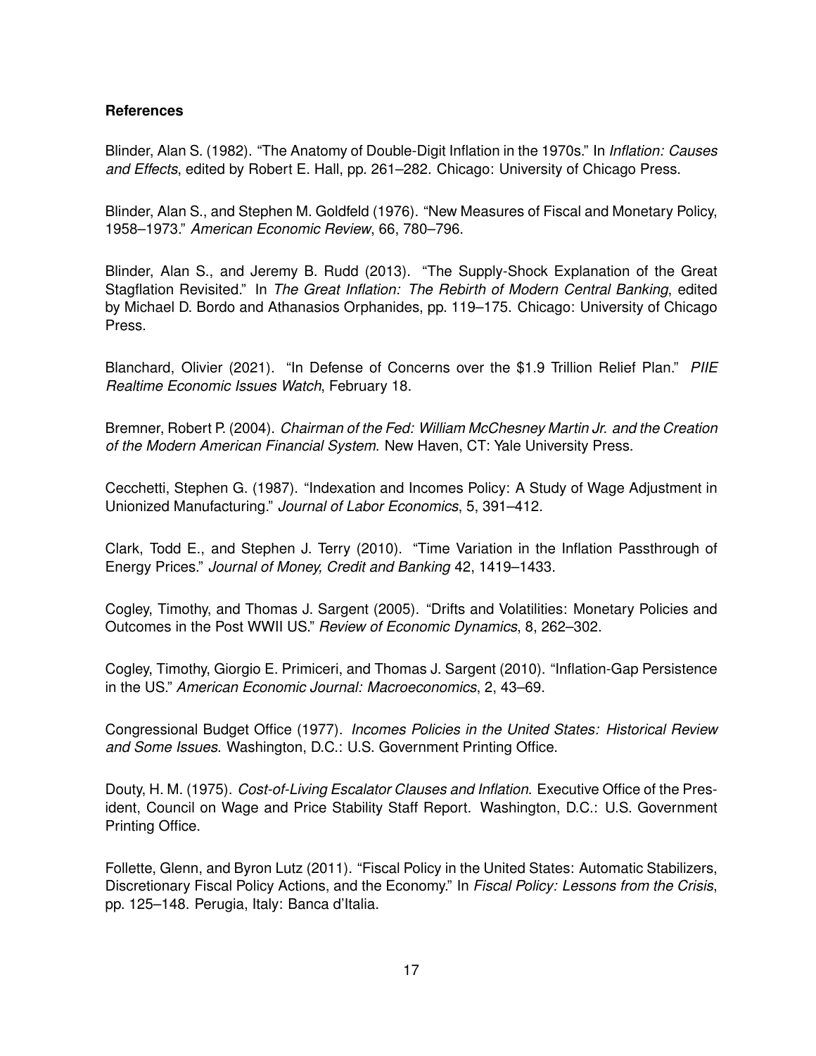**References**

Blinder, Alan S. (1982). "The Anatomy of Double-Digit Inflation in the 1970s." In *Inflation: Causes and Effects*, edited by Robert E. Hall, pp. 261–282. Chicago: University of Chicago Press.

Blinder, Alan S., and Stephen M. Goldfeld (1976). "New Measures of Fiscal and Monetary Policy, 1958–1973." *American Economic Review*, 66, 780–796.

Blinder, Alan S., and Jeremy B. Rudd (2013). "The Supply-Shock Explanation of the Great Stagflation Revisited." In *The Great Inflation: The Rebirth of Modern Central Banking*, edited by Michael D. Bordo and Athanasios Orphanides, pp. 119–175. Chicago: University of Chicago Press.

Blanchard, Olivier (2021). "In Defense of Concerns over the $1.9 Trillion Relief Plan." *PIIE Realtime Economic Issues Watch*, February 18.

Bremner, Robert P. (2004). *Chairman of the Fed: William McChesney Martin Jr. and the Creation of the Modern American Financial System*. New Haven, CT: Yale University Press.

Cecchetti, Stephen G. (1987). "Indexation and Incomes Policy: A Study of Wage Adjustment in Unionized Manufacturing." *Journal of Labor Economics*, 5, 391–412.

Clark, Todd E., and Stephen J. Terry (2010). "Time Variation in the Inflation Passthrough of Energy Prices." *Journal of Money, Credit and Banking* 42, 1419–1433.

Cogley, Timothy, and Thomas J. Sargent (2005). "Drifts and Volatilities: Monetary Policies and Outcomes in the Post WWII US." *Review of Economic Dynamics*, 8, 262–302.

Cogley, Timothy, Giorgio E. Primiceri, and Thomas J. Sargent (2010). "Inflation-Gap Persistence in the US." *American Economic Journal: Macroeconomics*, 2, 43–69.

Congressional Budget Office (1977). *Incomes Policies in the United States: Historical Review and Some Issues*. Washington, D.C.: U.S. Government Printing Office.

Douty, H. M. (1975). *Cost-of-Living Escalator Clauses and Inflation*. Executive Office of the President, Council on Wage and Price Stability Staff Report. Washington, D.C.: U.S. Government Printing Office.

Follette, Glenn, and Byron Lutz (2011). "Fiscal Policy in the United States: Automatic Stabilizers, Discretionary Fiscal Policy Actions, and the Economy." In *Fiscal Policy: Lessons from the Crisis*, pp. 125–148. Perugia, Italy: Banca d'Italia.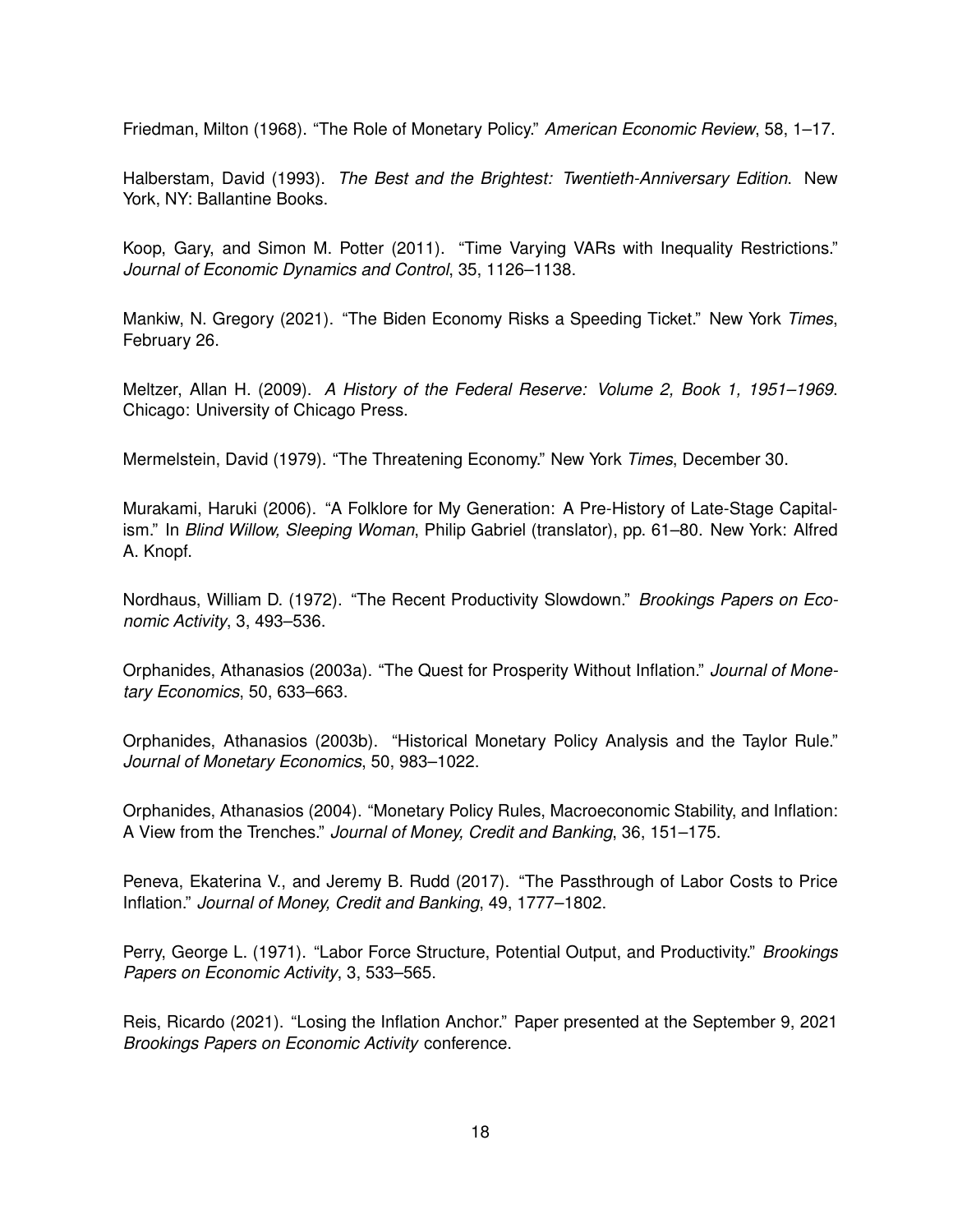Friedman, Milton (1968). "The Role of Monetary Policy." *American Economic Review*, 58, 1–17.

Halberstam, David (1993). *The Best and the Brightest: Twentieth-Anniversary Edition*. New York, NY: Ballantine Books.

Koop, Gary, and Simon M. Potter (2011). "Time Varying VARs with Inequality Restrictions." *Journal of Economic Dynamics and Control*, 35, 1126–1138.

Mankiw, N. Gregory (2021). "The Biden Economy Risks a Speeding Ticket." New York *Times*, February 26.

Meltzer, Allan H. (2009). *A History of the Federal Reserve: Volume 2, Book 1, 1951–1969*. Chicago: University of Chicago Press.

Mermelstein, David (1979). "The Threatening Economy." New York *Times*, December 30.

Murakami, Haruki (2006). "A Folklore for My Generation: A Pre-History of Late-Stage Capitalism." In *Blind Willow, Sleeping Woman*, Philip Gabriel (translator), pp. 61–80. New York: Alfred A. Knopf.

Nordhaus, William D. (1972). "The Recent Productivity Slowdown." *Brookings Papers on Economic Activity*, 3, 493–536.

Orphanides, Athanasios (2003a). "The Quest for Prosperity Without Inflation." *Journal of Monetary Economics*, 50, 633–663.

Orphanides, Athanasios (2003b). "Historical Monetary Policy Analysis and the Taylor Rule." *Journal of Monetary Economics*, 50, 983–1022.

Orphanides, Athanasios (2004). "Monetary Policy Rules, Macroeconomic Stability, and Inflation: A View from the Trenches." *Journal of Money, Credit and Banking*, 36, 151–175.

Peneva, Ekaterina V., and Jeremy B. Rudd (2017). "The Passthrough of Labor Costs to Price Inflation." *Journal of Money, Credit and Banking*, 49, 1777–1802.

Perry, George L. (1971). "Labor Force Structure, Potential Output, and Productivity." *Brookings Papers on Economic Activity*, 3, 533–565.

Reis, Ricardo (2021). "Losing the Inflation Anchor." Paper presented at the September 9, 2021 *Brookings Papers on Economic Activity* conference.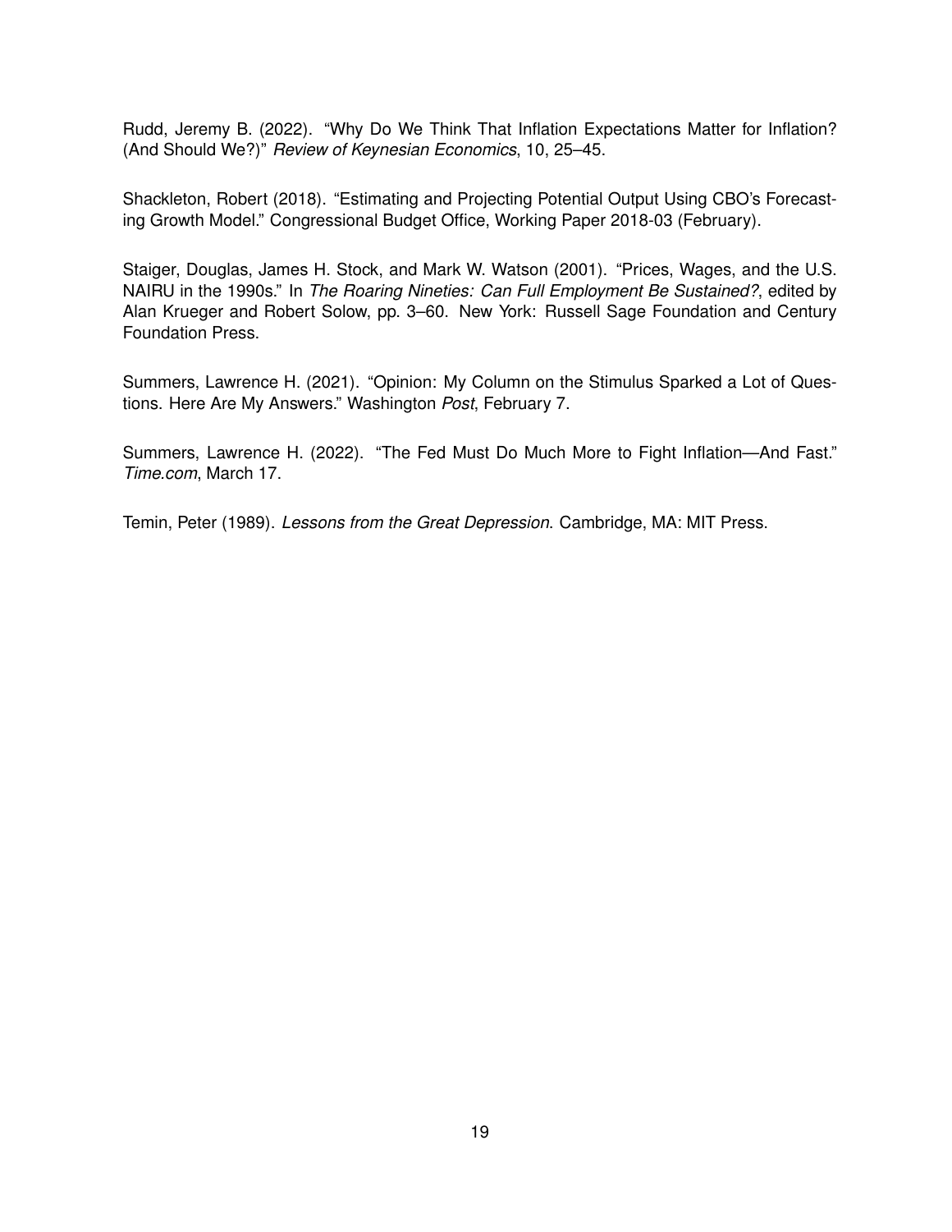Rudd, Jeremy B. (2022). “Why Do We Think That Inflation Expectations Matter for Inflation? (And Should We?)” *Review of Keynesian Economics*, 10, 25–45.

Shackleton, Robert (2018). “Estimating and Projecting Potential Output Using CBO’s Forecasting Growth Model.” Congressional Budget Office, Working Paper 2018-03 (February).

Staiger, Douglas, James H. Stock, and Mark W. Watson (2001). “Prices, Wages, and the U.S. NAIRU in the 1990s.” In *The Roaring Nineties: Can Full Employment Be Sustained?*, edited by Alan Krueger and Robert Solow, pp. 3–60. New York: Russell Sage Foundation and Century Foundation Press.

Summers, Lawrence H. (2021). “Opinion: My Column on the Stimulus Sparked a Lot of Questions. Here Are My Answers.” Washington *Post*, February 7.

Summers, Lawrence H. (2022). “The Fed Must Do Much More to Fight Inflation—And Fast.” *Time.com*, March 17.

Temin, Peter (1989). *Lessons from the Great Depression*. Cambridge, MA: MIT Press.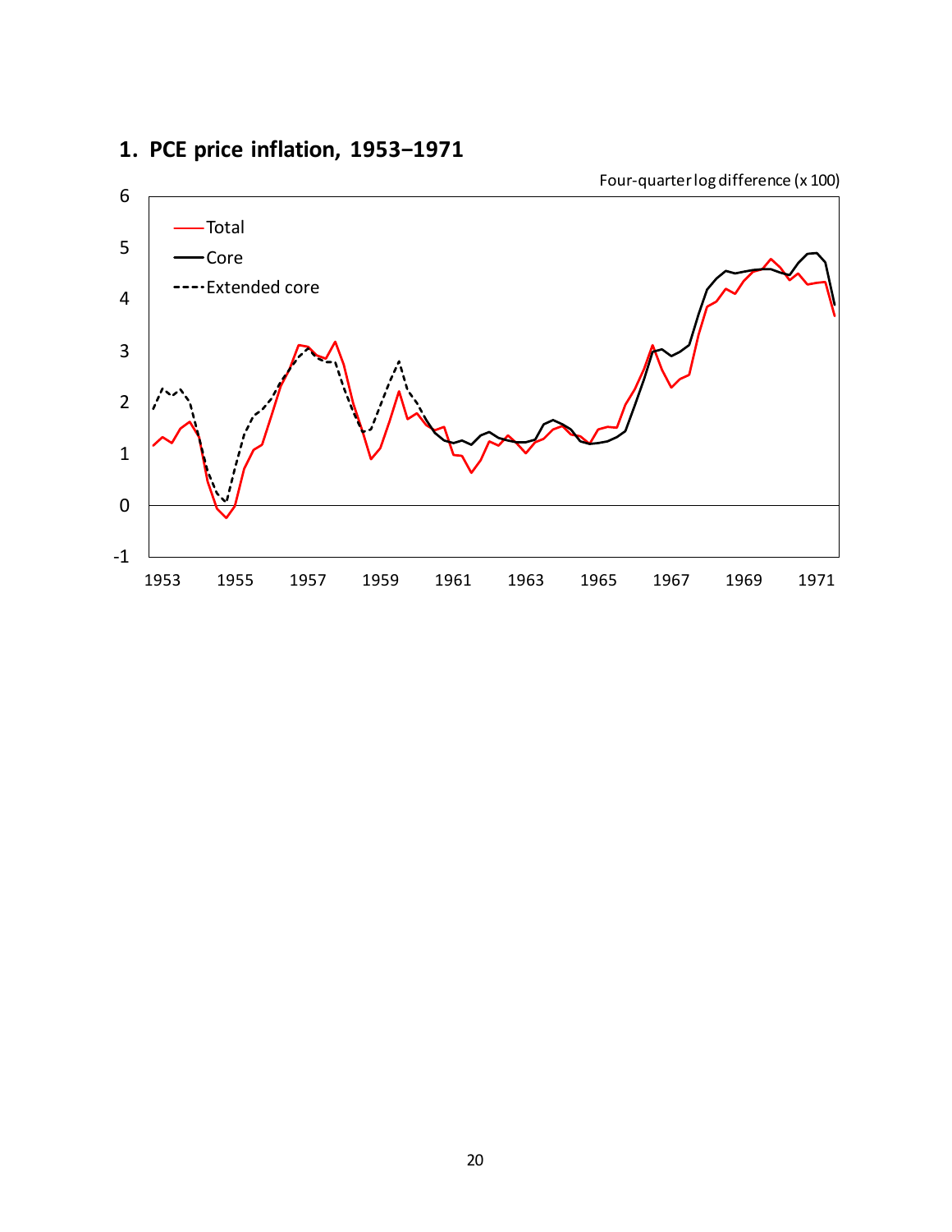## 1. PCE price inflation, 1953–1971

Four-quarter log difference (x 100)

Total
Core
Extended core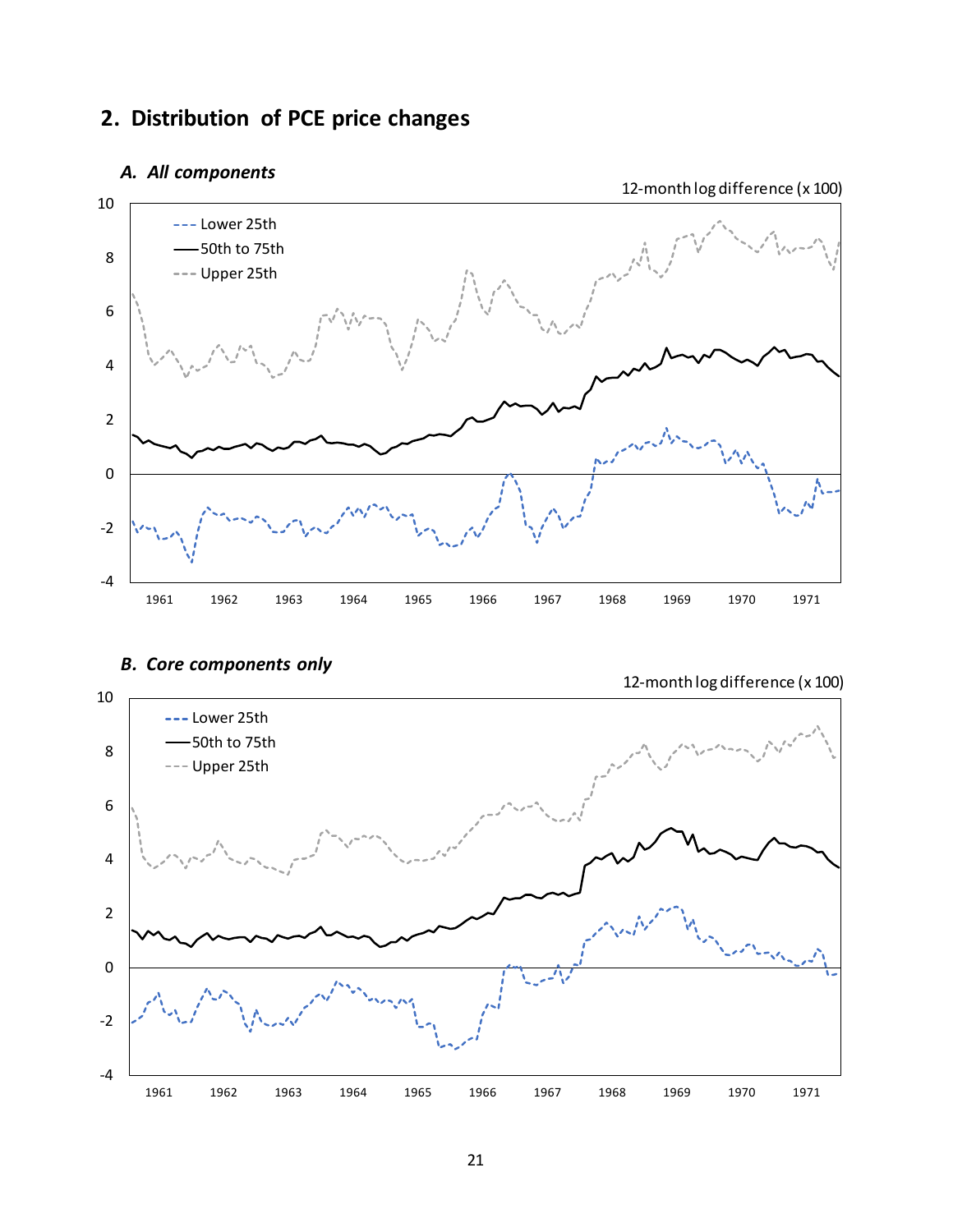## 2. Distribution of PCE price changes

### *A. All components*

12-month log difference (x 100)

- Lower 25th
- 50th to 75th
- Upper 25th

### *B. Core components only*

12-month log difference (x 100)

- Lower 25th
- 50th to 75th
- Upper 25th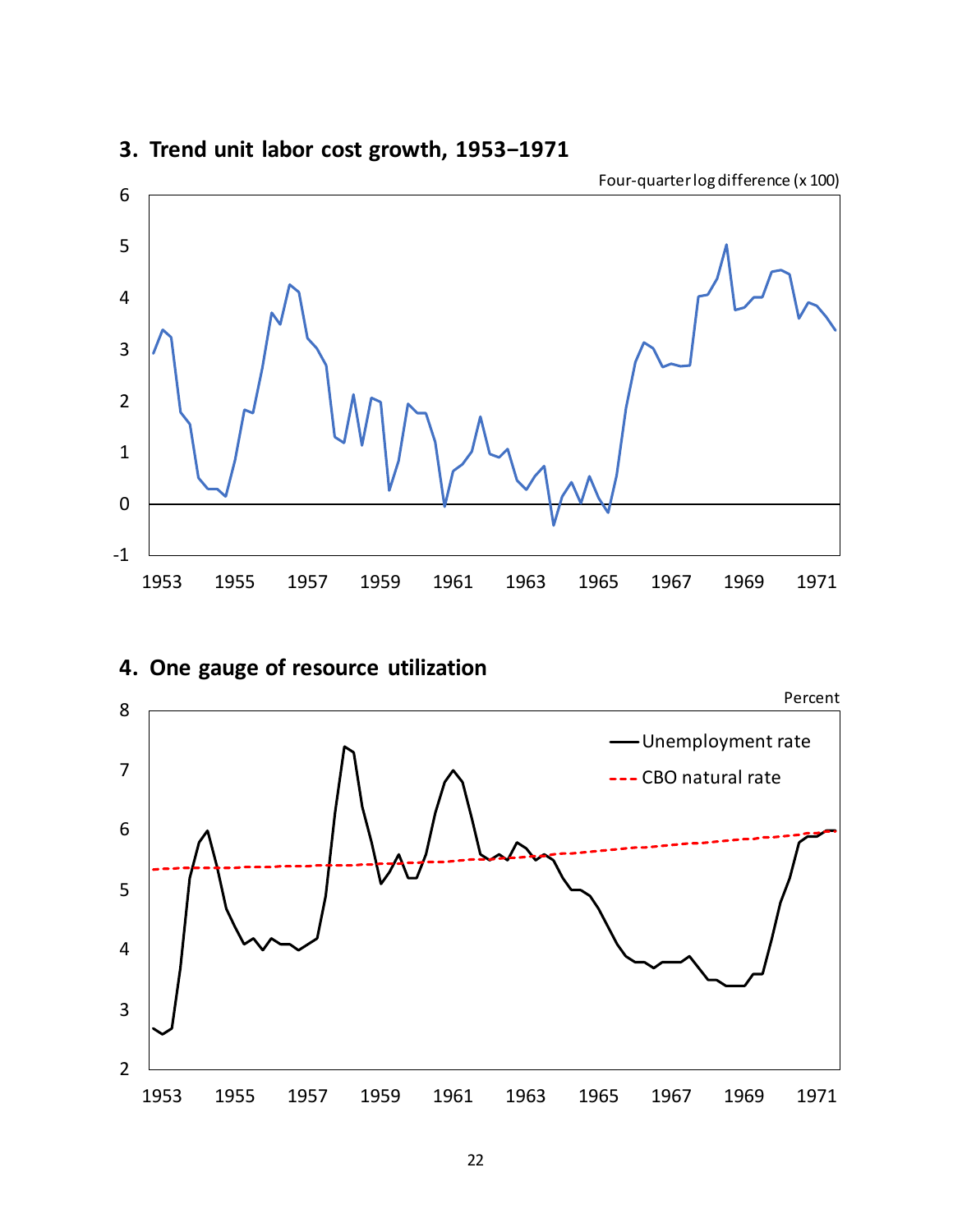## 3. Trend unit labor cost growth, 1953–1971

Four-quarter log difference (x 100)

## 4. One gauge of resource utilization

Percent

Unemployment rate

CBO natural rate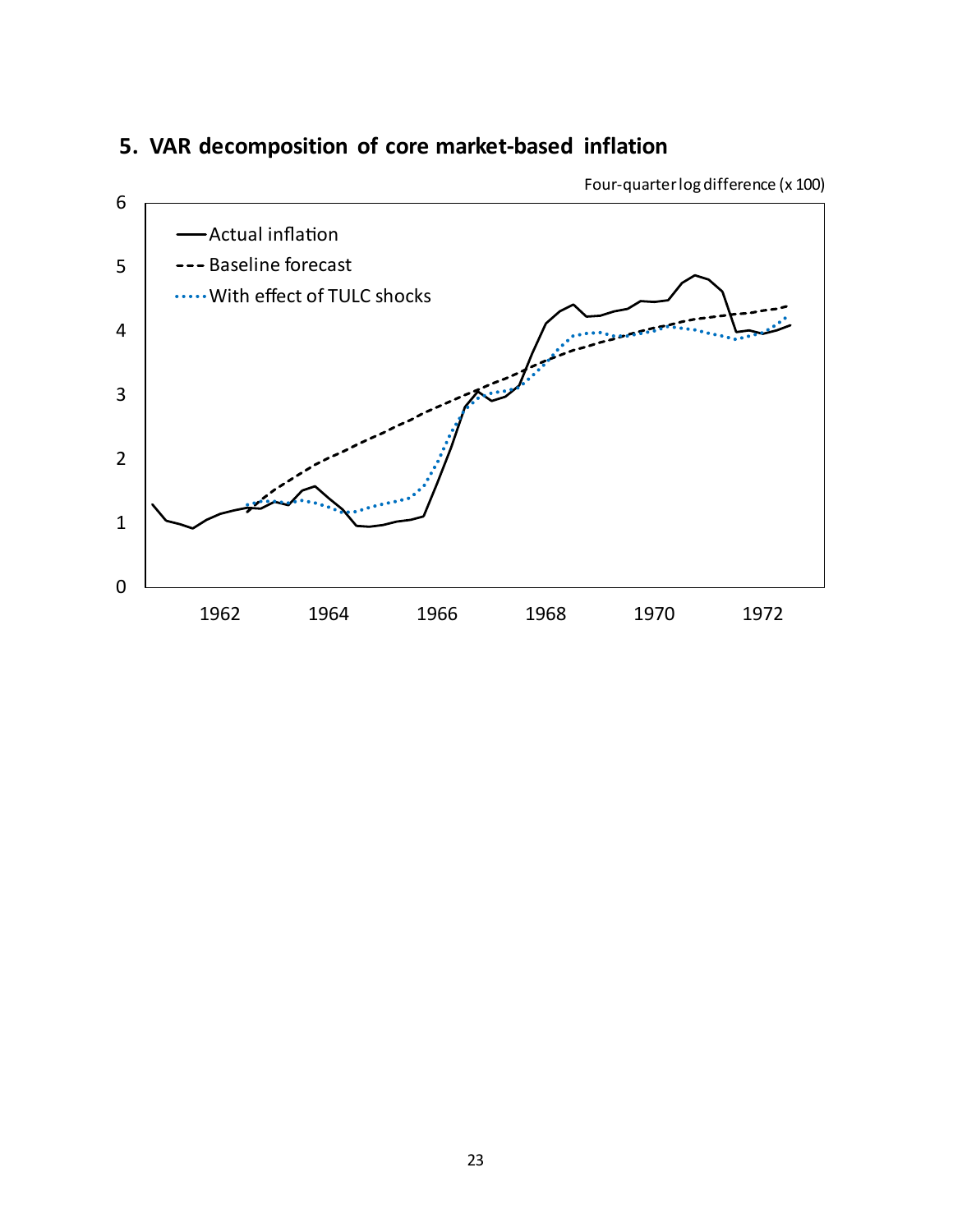## 5. VAR decomposition of core market-based inflation

Four-quarter log difference (x 100)

- Actual inflation
- Baseline forecast
- With effect of TULC shocks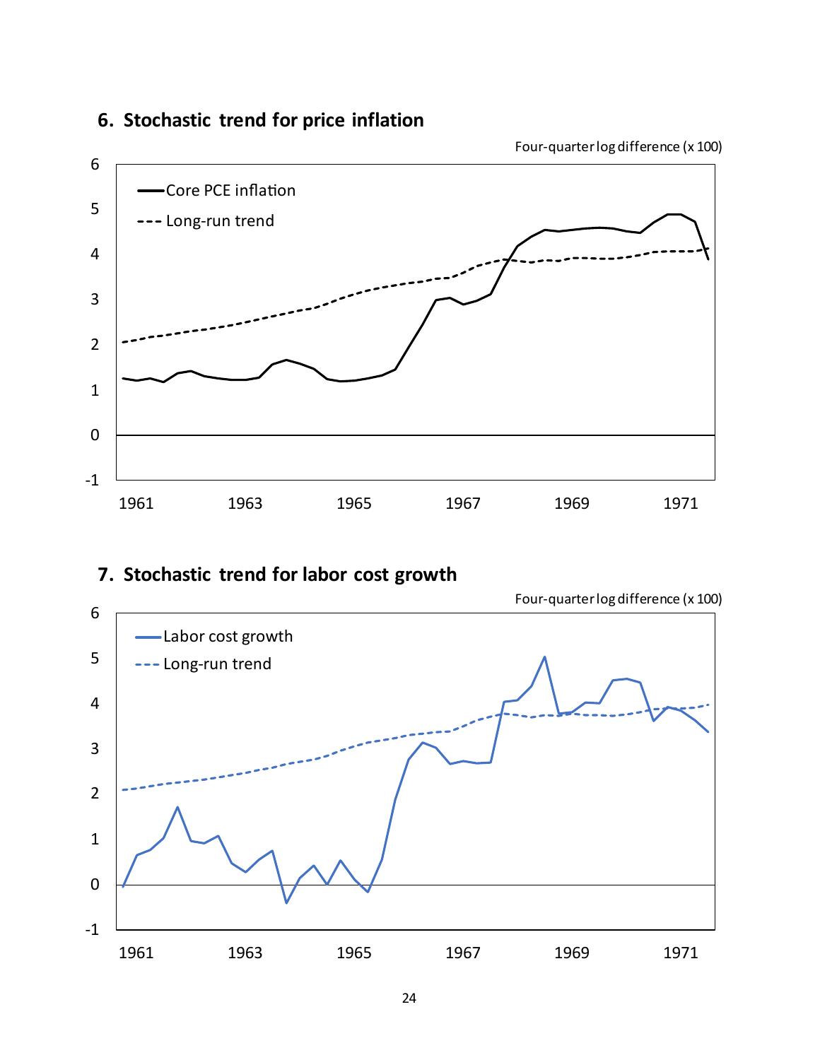## 6. Stochastic trend for price inflation

Four-quarter log difference (x 100)

- Core PCE inflation
- Long-run trend

## 7. Stochastic trend for labor cost growth

Four-quarter log difference (x 100)

- Labor cost growth
- Long-run trend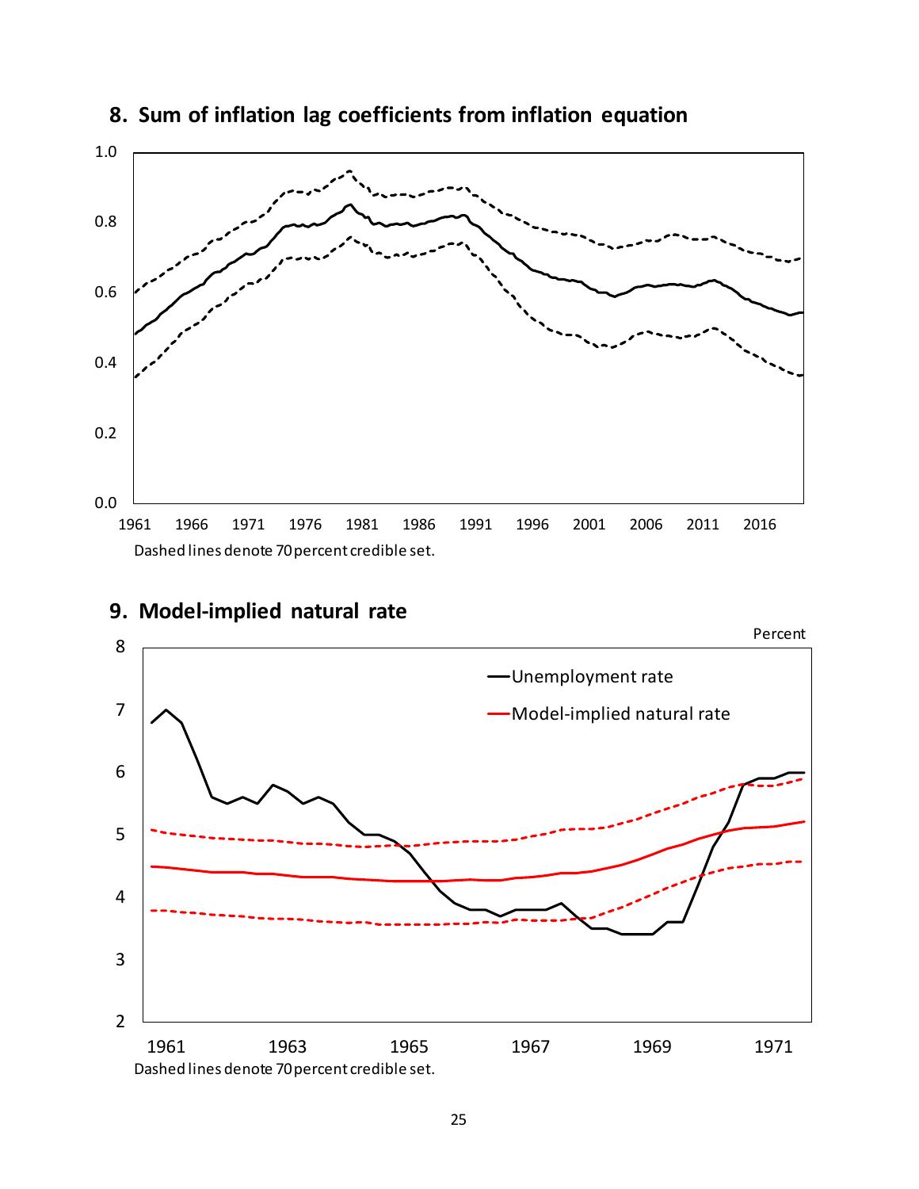## 8. Sum of inflation lag coefficients from inflation equation

Dashed lines denote 70 percent credible set.

## 9. Model-implied natural rate

Dashed lines denote 70 percent credible set.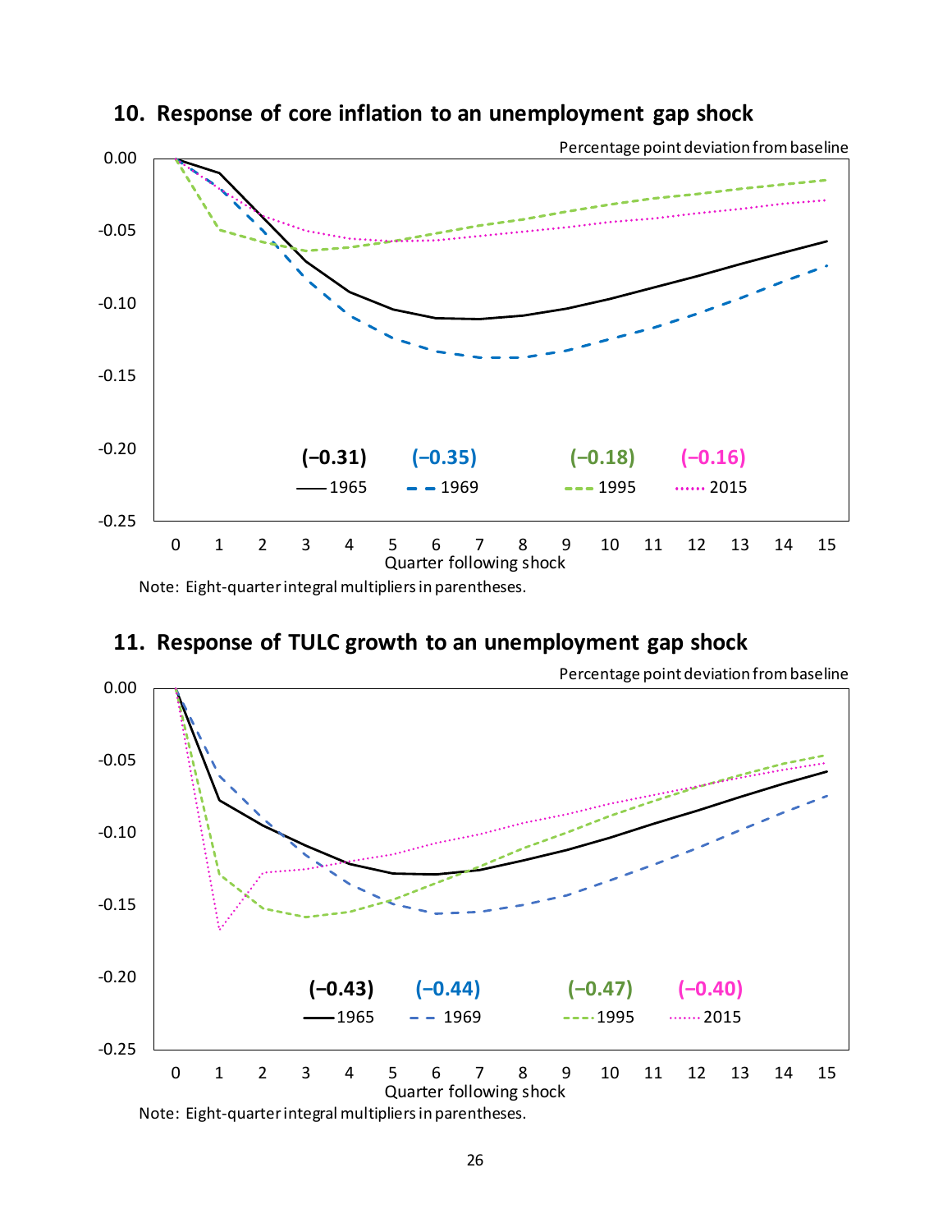## 10. Response of core inflation to an unemployment gap shock

Percentage point deviation from baseline

(−0.31) 1965 (−0.35) 1969 (−0.18) 1995 (−0.16) 2015

Quarter following shock

Note: Eight-quarter integral multipliers in parentheses.

## 11. Response of TULC growth to an unemployment gap shock

Percentage point deviation from baseline

(−0.43) 1965 (−0.44) 1969 (−0.47) 1995 (−0.40) 2015

Quarter following shock

Note: Eight-quarter integral multipliers in parentheses.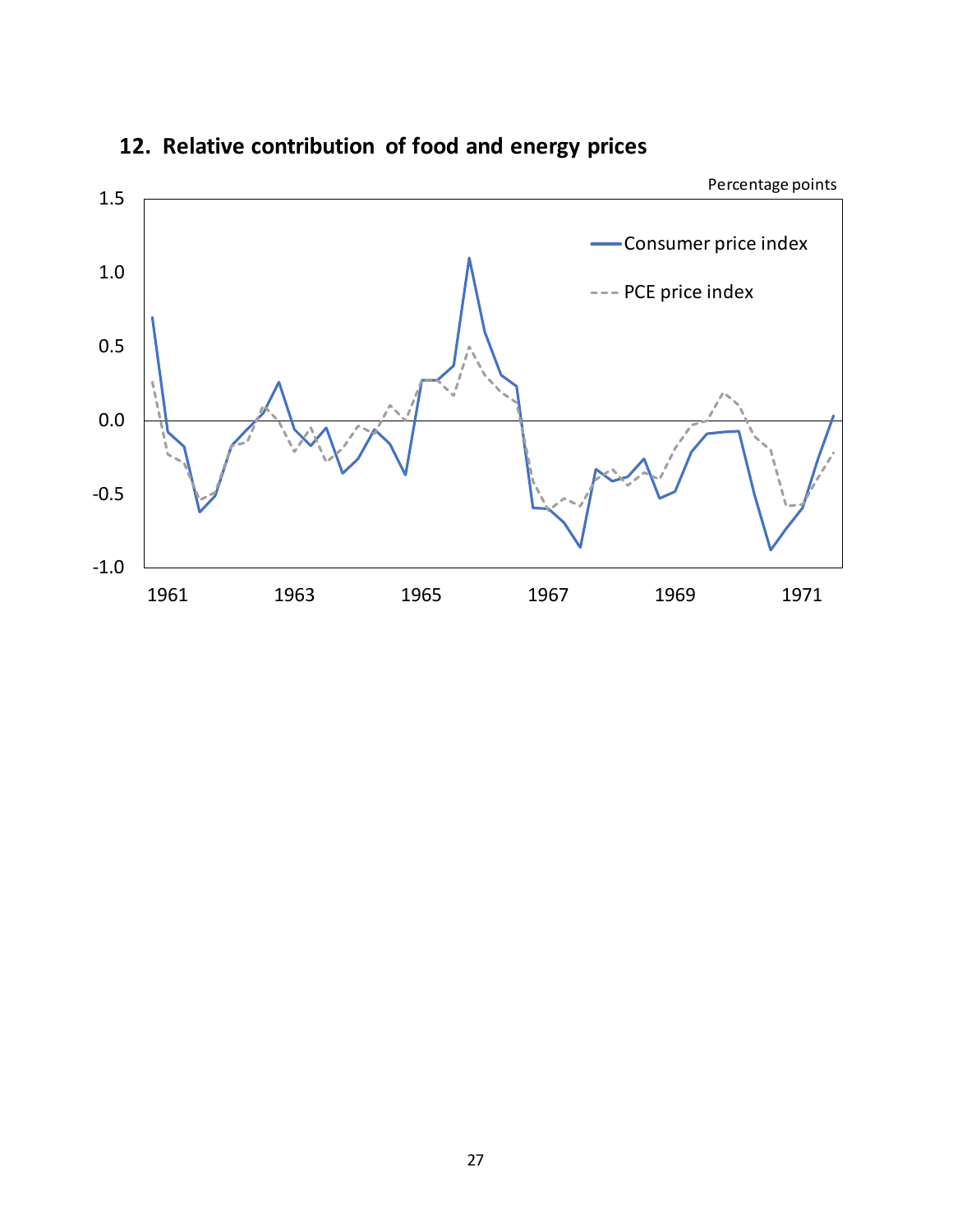## 12. Relative contribution of food and energy prices

Percentage points

Consumer price index

PCE price index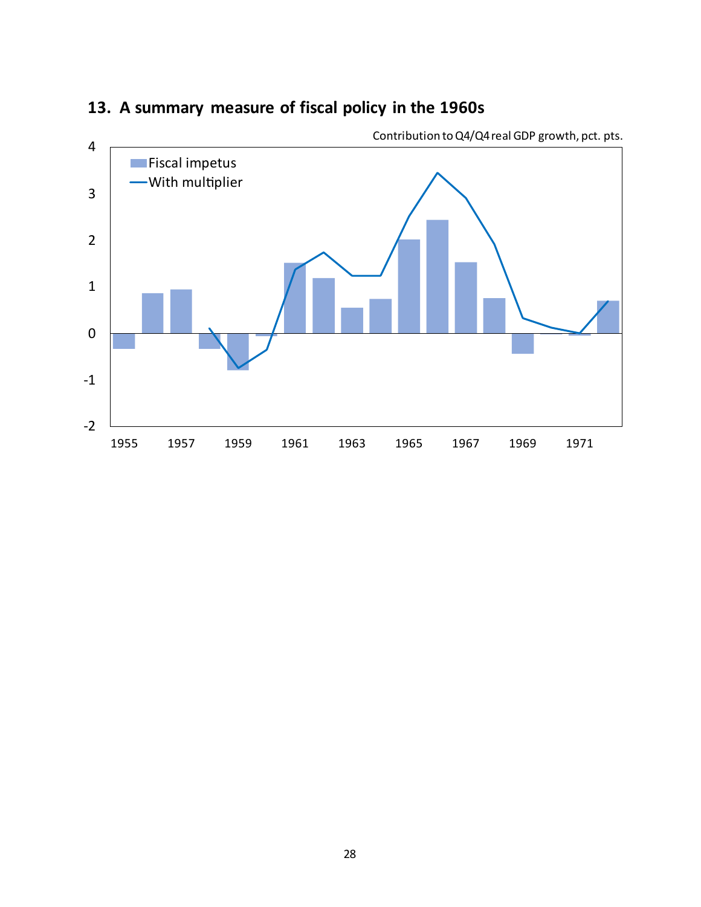## 13. A summary measure of fiscal policy in the 1960s

Contribution to Q4/Q4 real GDP growth, pct. pts.

Fiscal impetus

With multiplier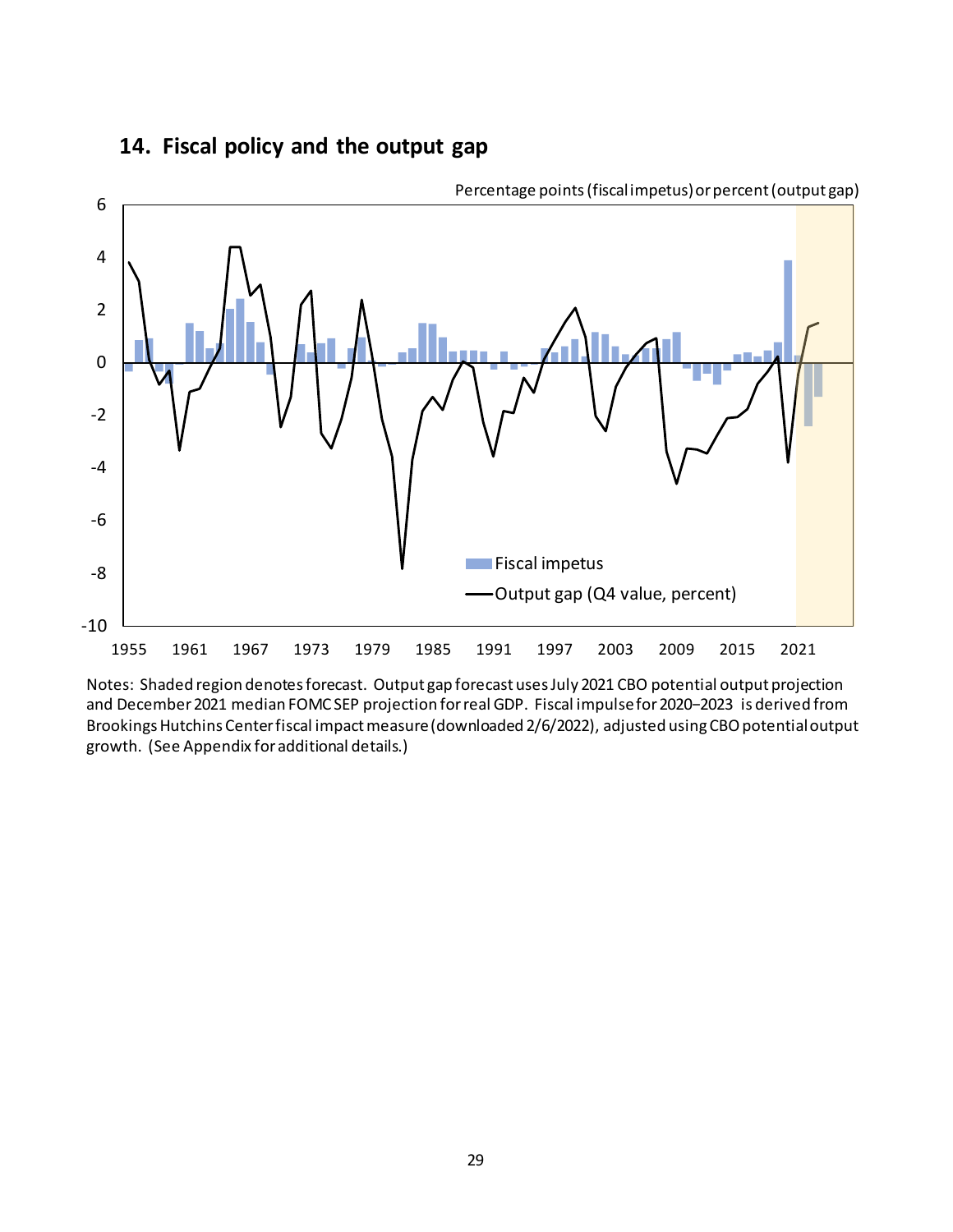## 14. Fiscal policy and the output gap

Percentage points (fiscal impetus) or percent (output gap)

Legend: Fiscal impetus; Output gap (Q4 value, percent)

Notes: Shaded region denotes forecast. Output gap forecast uses July 2021 CBO potential output projection and December 2021 median FOMC SEP projection for real GDP. Fiscal impulse for 2020–2023 is derived from Brookings Hutchins Center fiscal impact measure (downloaded 2/6/2022), adjusted using CBO potential output growth. (See Appendix for additional details.)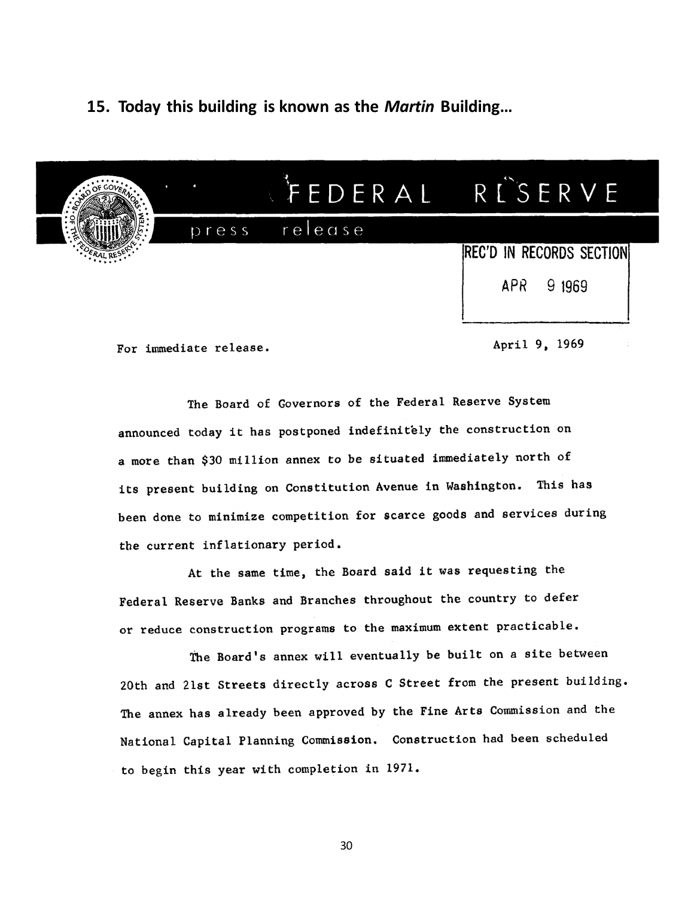## 15. Today this building is known as the *Martin* Building...

FEDERAL RESERVE

press release

REC'D IN RECORDS SECTION

APR 9 1969

For immediate release.

April 9, 1969

The Board of Governors of the Federal Reserve System announced today it has postponed indefinitely the construction on a more than $30 million annex to be situated immediately north of its present building on Constitution Avenue in Washington. This has been done to minimize competition for scarce goods and services during the current inflationary period.

At the same time, the Board said it was requesting the Federal Reserve Banks and Branches throughout the country to defer or reduce construction programs to the maximum extent practicable.

The Board's annex will eventually be built on a site between 20th and 21st Streets directly across C Street from the present building. The annex has already been approved by the Fine Arts Commission and the National Capital Planning Commission. Construction had been scheduled to begin this year with completion in 1971.